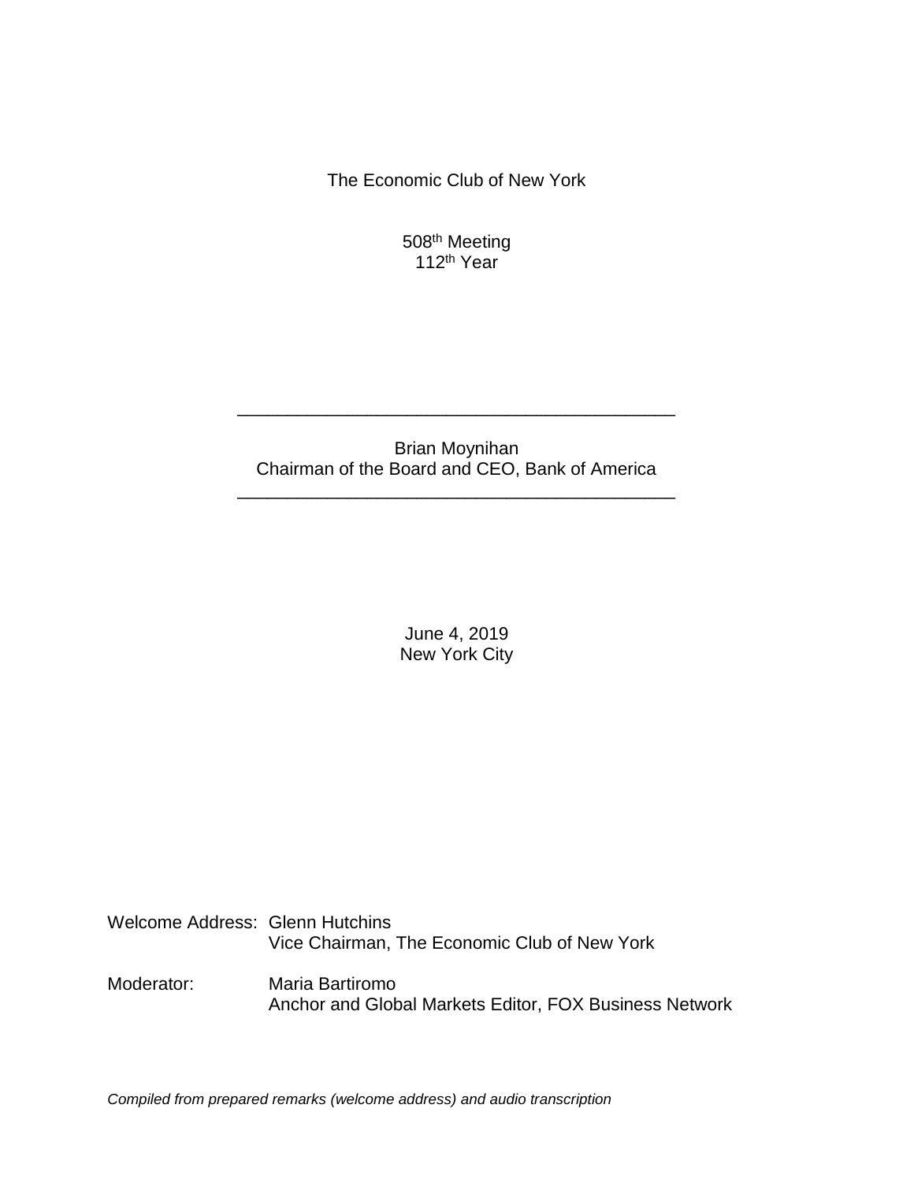The Economic Club of New York

508th Meeting
112th Year

---

Brian Moynihan
Chairman of the Board and CEO, Bank of America

---

June 4, 2019
New York City

Welcome Address: Glenn Hutchins
Vice Chairman, The Economic Club of New York

Moderator: Maria Bartiromo
Anchor and Global Markets Editor, FOX Business Network

*Compiled from prepared remarks (welcome address) and audio transcription*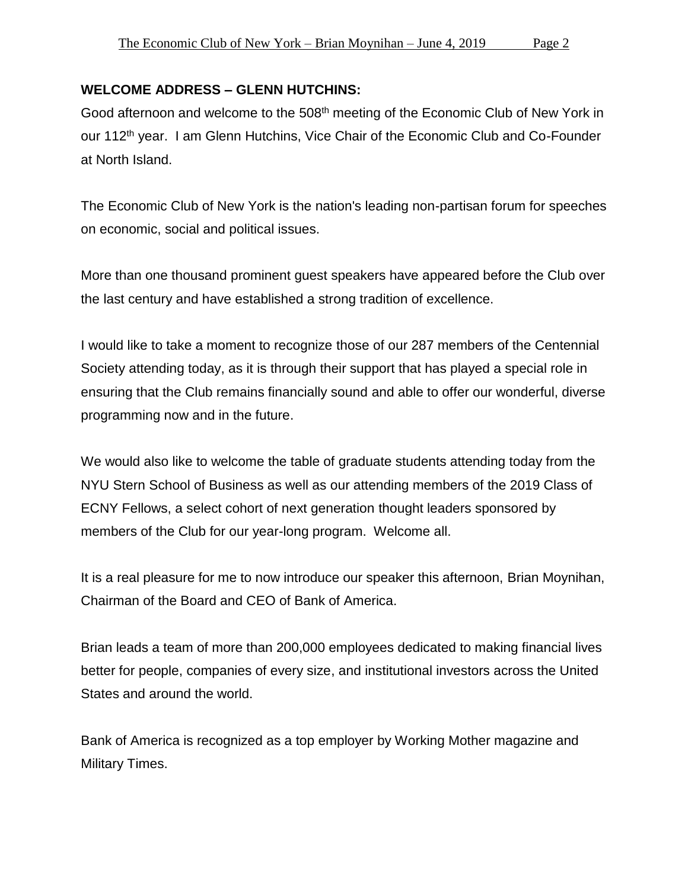**WELCOME ADDRESS – GLENN HUTCHINS:**

Good afternoon and welcome to the 508th meeting of the Economic Club of New York in our 112th year. I am Glenn Hutchins, Vice Chair of the Economic Club and Co-Founder at North Island.

The Economic Club of New York is the nation's leading non-partisan forum for speeches on economic, social and political issues.

More than one thousand prominent guest speakers have appeared before the Club over the last century and have established a strong tradition of excellence.

I would like to take a moment to recognize those of our 287 members of the Centennial Society attending today, as it is through their support that has played a special role in ensuring that the Club remains financially sound and able to offer our wonderful, diverse programming now and in the future.

We would also like to welcome the table of graduate students attending today from the NYU Stern School of Business as well as our attending members of the 2019 Class of ECNY Fellows, a select cohort of next generation thought leaders sponsored by members of the Club for our year-long program. Welcome all.

It is a real pleasure for me to now introduce our speaker this afternoon, Brian Moynihan, Chairman of the Board and CEO of Bank of America.

Brian leads a team of more than 200,000 employees dedicated to making financial lives better for people, companies of every size, and institutional investors across the United States and around the world.

Bank of America is recognized as a top employer by Working Mother magazine and Military Times.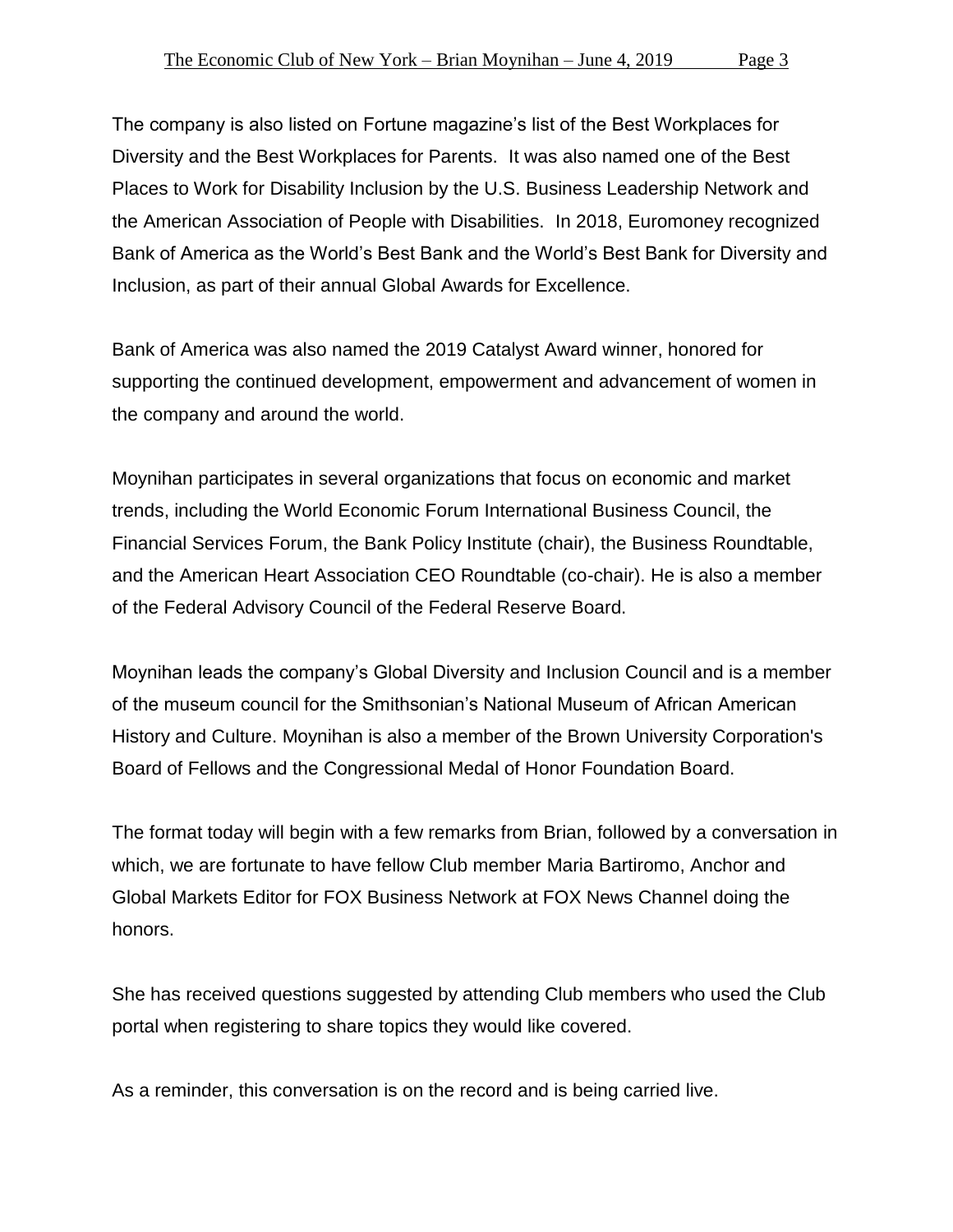The company is also listed on Fortune magazine's list of the Best Workplaces for Diversity and the Best Workplaces for Parents. It was also named one of the Best Places to Work for Disability Inclusion by the U.S. Business Leadership Network and the American Association of People with Disabilities. In 2018, Euromoney recognized Bank of America as the World's Best Bank and the World's Best Bank for Diversity and Inclusion, as part of their annual Global Awards for Excellence.

Bank of America was also named the 2019 Catalyst Award winner, honored for supporting the continued development, empowerment and advancement of women in the company and around the world.

Moynihan participates in several organizations that focus on economic and market trends, including the World Economic Forum International Business Council, the Financial Services Forum, the Bank Policy Institute (chair), the Business Roundtable, and the American Heart Association CEO Roundtable (co-chair). He is also a member of the Federal Advisory Council of the Federal Reserve Board.

Moynihan leads the company's Global Diversity and Inclusion Council and is a member of the museum council for the Smithsonian's National Museum of African American History and Culture. Moynihan is also a member of the Brown University Corporation's Board of Fellows and the Congressional Medal of Honor Foundation Board.

The format today will begin with a few remarks from Brian, followed by a conversation in which, we are fortunate to have fellow Club member Maria Bartiromo, Anchor and Global Markets Editor for FOX Business Network at FOX News Channel doing the honors.

She has received questions suggested by attending Club members who used the Club portal when registering to share topics they would like covered.

As a reminder, this conversation is on the record and is being carried live.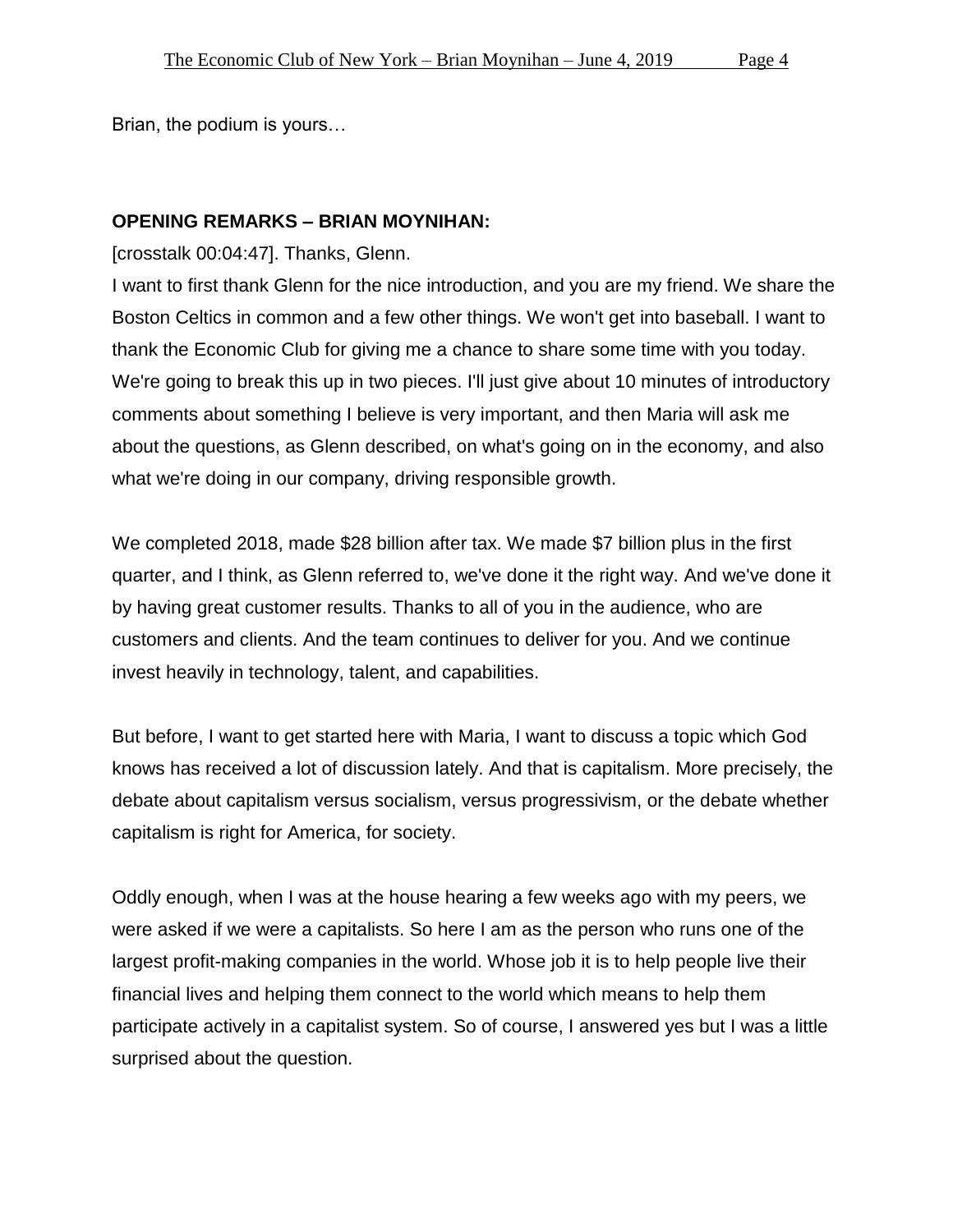Brian, the podium is yours…

**OPENING REMARKS – BRIAN MOYNIHAN:**

[crosstalk 00:04:47]. Thanks, Glenn.

I want to first thank Glenn for the nice introduction, and you are my friend. We share the Boston Celtics in common and a few other things. We won't get into baseball. I want to thank the Economic Club for giving me a chance to share some time with you today. We're going to break this up in two pieces. I'll just give about 10 minutes of introductory comments about something I believe is very important, and then Maria will ask me about the questions, as Glenn described, on what's going on in the economy, and also what we're doing in our company, driving responsible growth.

We completed 2018, made $28 billion after tax. We made $7 billion plus in the first quarter, and I think, as Glenn referred to, we've done it the right way. And we've done it by having great customer results. Thanks to all of you in the audience, who are customers and clients. And the team continues to deliver for you. And we continue invest heavily in technology, talent, and capabilities.

But before, I want to get started here with Maria, I want to discuss a topic which God knows has received a lot of discussion lately. And that is capitalism. More precisely, the debate about capitalism versus socialism, versus progressivism, or the debate whether capitalism is right for America, for society.

Oddly enough, when I was at the house hearing a few weeks ago with my peers, we were asked if we were a capitalists. So here I am as the person who runs one of the largest profit-making companies in the world. Whose job it is to help people live their financial lives and helping them connect to the world which means to help them participate actively in a capitalist system. So of course, I answered yes but I was a little surprised about the question.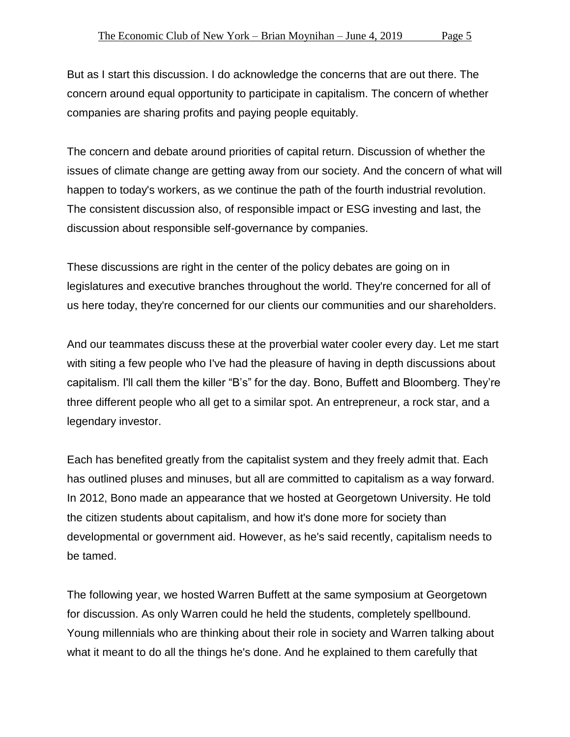But as I start this discussion. I do acknowledge the concerns that are out there. The concern around equal opportunity to participate in capitalism. The concern of whether companies are sharing profits and paying people equitably.

The concern and debate around priorities of capital return. Discussion of whether the issues of climate change are getting away from our society. And the concern of what will happen to today's workers, as we continue the path of the fourth industrial revolution. The consistent discussion also, of responsible impact or ESG investing and last, the discussion about responsible self-governance by companies.

These discussions are right in the center of the policy debates are going on in legislatures and executive branches throughout the world. They're concerned for all of us here today, they're concerned for our clients our communities and our shareholders.

And our teammates discuss these at the proverbial water cooler every day. Let me start with siting a few people who I've had the pleasure of having in depth discussions about capitalism. I'll call them the killer "B's" for the day. Bono, Buffett and Bloomberg. They're three different people who all get to a similar spot. An entrepreneur, a rock star, and a legendary investor.

Each has benefited greatly from the capitalist system and they freely admit that. Each has outlined pluses and minuses, but all are committed to capitalism as a way forward. In 2012, Bono made an appearance that we hosted at Georgetown University. He told the citizen students about capitalism, and how it's done more for society than developmental or government aid. However, as he's said recently, capitalism needs to be tamed.

The following year, we hosted Warren Buffett at the same symposium at Georgetown for discussion. As only Warren could he held the students, completely spellbound. Young millennials who are thinking about their role in society and Warren talking about what it meant to do all the things he's done. And he explained to them carefully that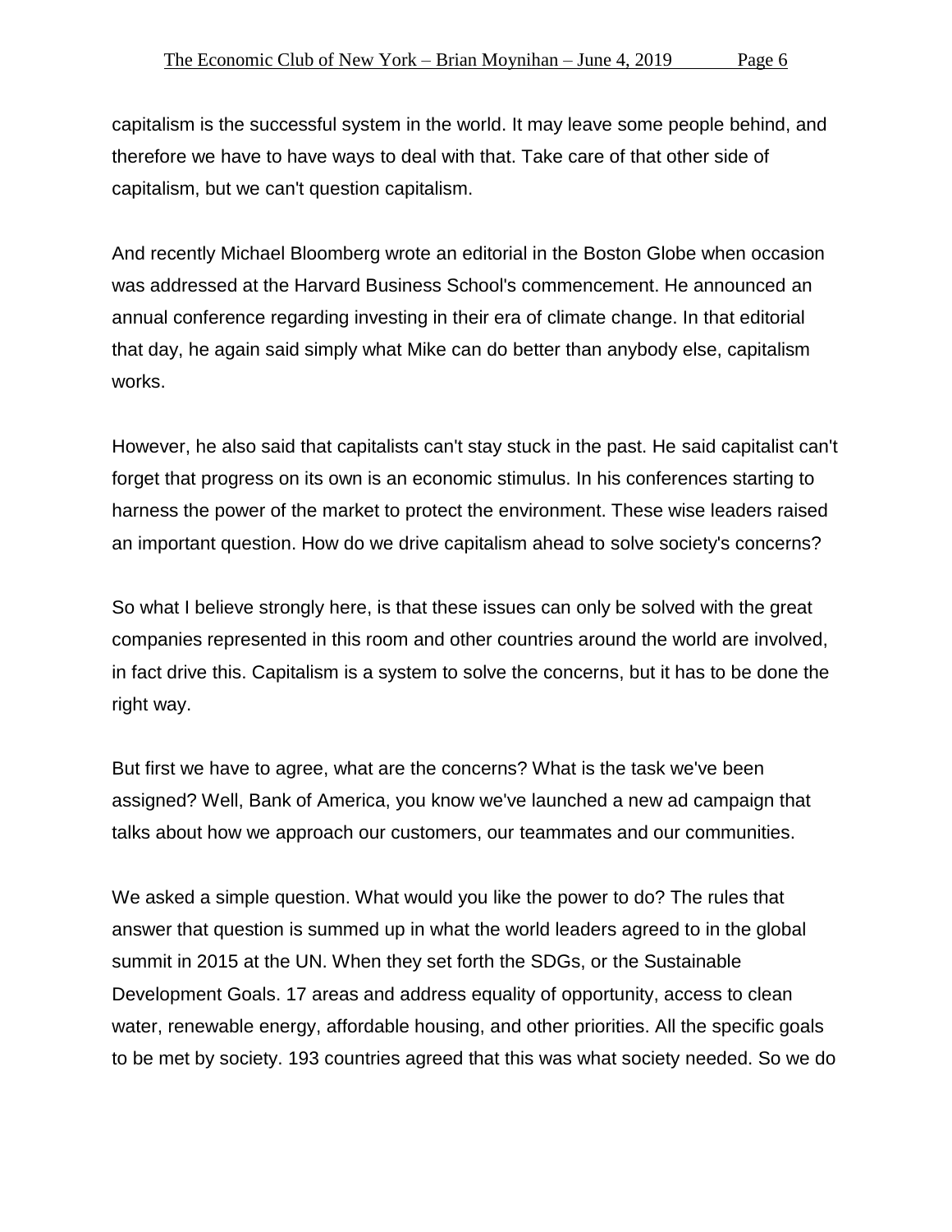capitalism is the successful system in the world. It may leave some people behind, and therefore we have to have ways to deal with that. Take care of that other side of capitalism, but we can't question capitalism.

And recently Michael Bloomberg wrote an editorial in the Boston Globe when occasion was addressed at the Harvard Business School's commencement. He announced an annual conference regarding investing in their era of climate change. In that editorial that day, he again said simply what Mike can do better than anybody else, capitalism works.

However, he also said that capitalists can't stay stuck in the past. He said capitalist can't forget that progress on its own is an economic stimulus. In his conferences starting to harness the power of the market to protect the environment. These wise leaders raised an important question. How do we drive capitalism ahead to solve society's concerns?

So what I believe strongly here, is that these issues can only be solved with the great companies represented in this room and other countries around the world are involved, in fact drive this. Capitalism is a system to solve the concerns, but it has to be done the right way.

But first we have to agree, what are the concerns? What is the task we've been assigned? Well, Bank of America, you know we've launched a new ad campaign that talks about how we approach our customers, our teammates and our communities.

We asked a simple question. What would you like the power to do? The rules that answer that question is summed up in what the world leaders agreed to in the global summit in 2015 at the UN. When they set forth the SDGs, or the Sustainable Development Goals. 17 areas and address equality of opportunity, access to clean water, renewable energy, affordable housing, and other priorities. All the specific goals to be met by society. 193 countries agreed that this was what society needed. So we do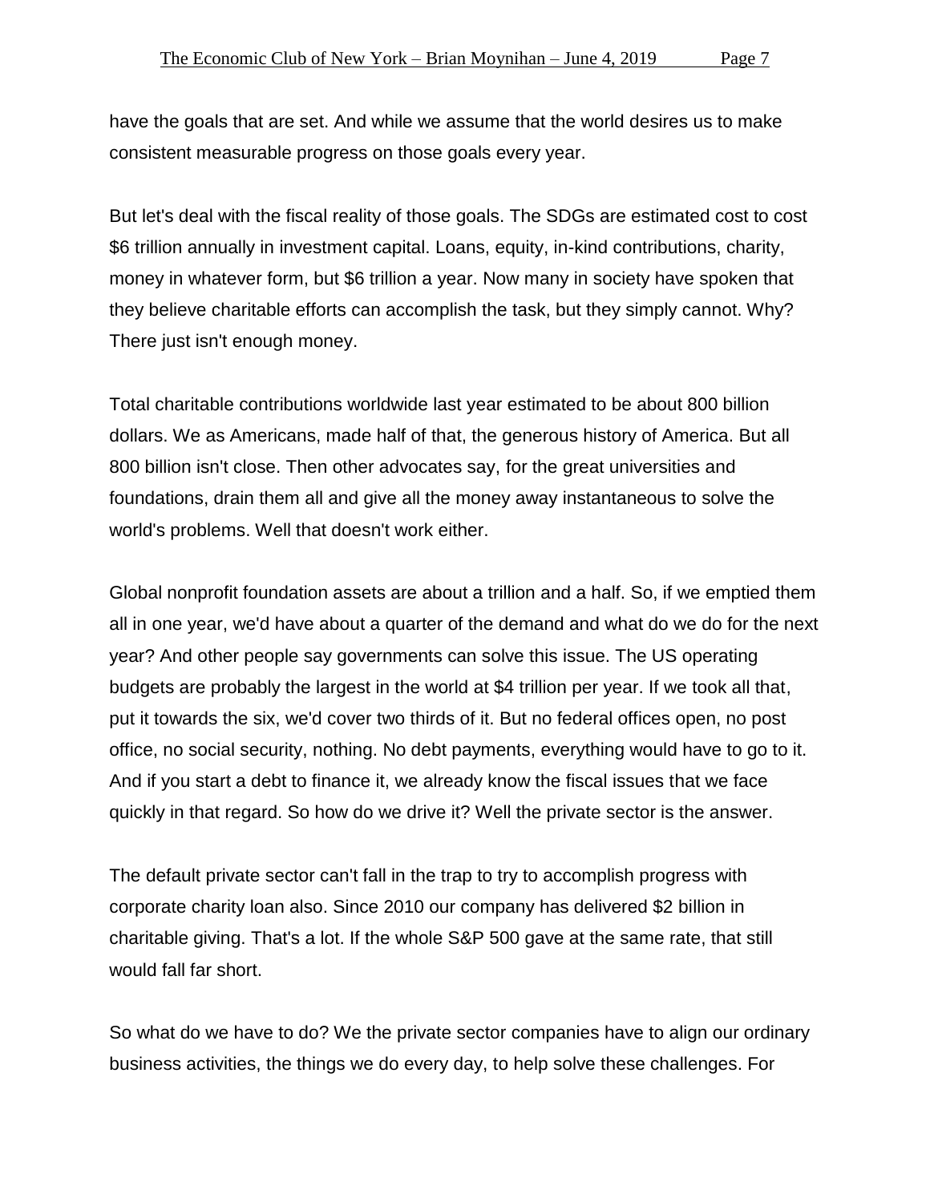have the goals that are set. And while we assume that the world desires us to make consistent measurable progress on those goals every year.

But let's deal with the fiscal reality of those goals. The SDGs are estimated cost to cost $6 trillion annually in investment capital. Loans, equity, in-kind contributions, charity, money in whatever form, but $6 trillion a year. Now many in society have spoken that they believe charitable efforts can accomplish the task, but they simply cannot. Why? There just isn't enough money.

Total charitable contributions worldwide last year estimated to be about 800 billion dollars. We as Americans, made half of that, the generous history of America. But all 800 billion isn't close. Then other advocates say, for the great universities and foundations, drain them all and give all the money away instantaneous to solve the world's problems. Well that doesn't work either.

Global nonprofit foundation assets are about a trillion and a half. So, if we emptied them all in one year, we'd have about a quarter of the demand and what do we do for the next year? And other people say governments can solve this issue. The US operating budgets are probably the largest in the world at $4 trillion per year. If we took all that, put it towards the six, we'd cover two thirds of it. But no federal offices open, no post office, no social security, nothing. No debt payments, everything would have to go to it. And if you start a debt to finance it, we already know the fiscal issues that we face quickly in that regard. So how do we drive it? Well the private sector is the answer.

The default private sector can't fall in the trap to try to accomplish progress with corporate charity loan also. Since 2010 our company has delivered $2 billion in charitable giving. That's a lot. If the whole S&P 500 gave at the same rate, that still would fall far short.

So what do we have to do? We the private sector companies have to align our ordinary business activities, the things we do every day, to help solve these challenges. For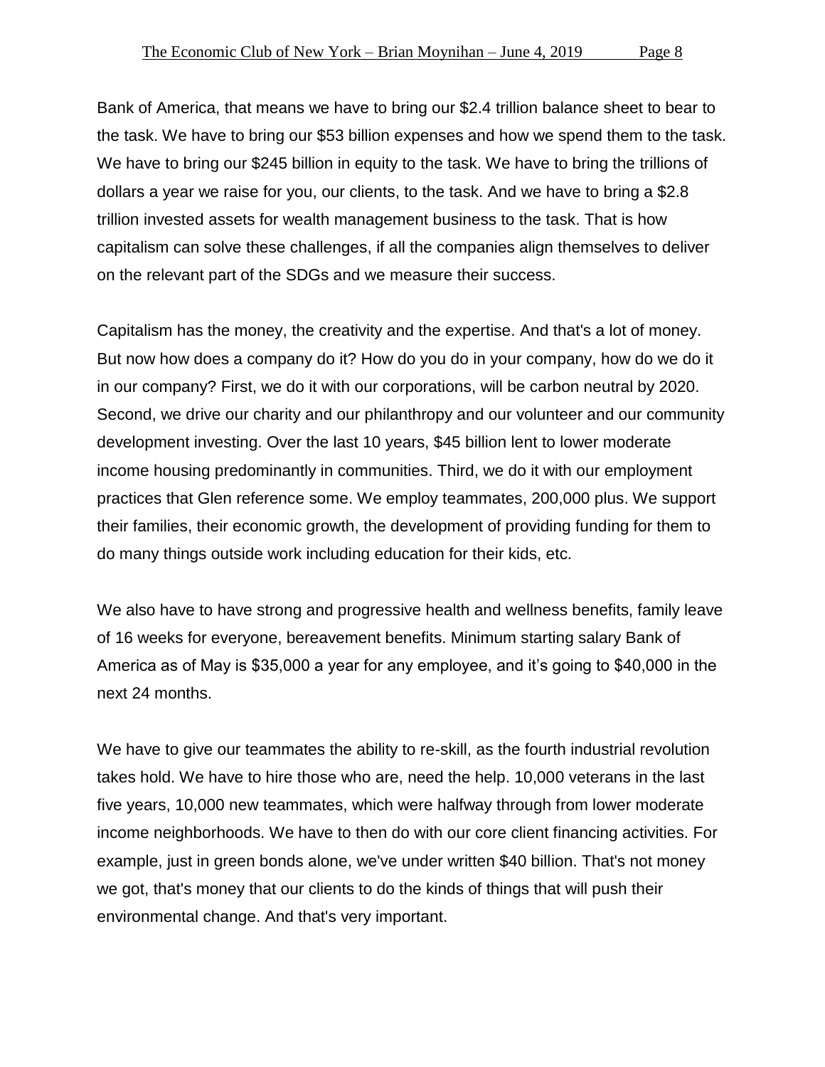Bank of America, that means we have to bring our $2.4 trillion balance sheet to bear to the task. We have to bring our $53 billion expenses and how we spend them to the task. We have to bring our $245 billion in equity to the task. We have to bring the trillions of dollars a year we raise for you, our clients, to the task. And we have to bring a $2.8 trillion invested assets for wealth management business to the task. That is how capitalism can solve these challenges, if all the companies align themselves to deliver on the relevant part of the SDGs and we measure their success.

Capitalism has the money, the creativity and the expertise. And that's a lot of money. But now how does a company do it? How do you do in your company, how do we do it in our company? First, we do it with our corporations, will be carbon neutral by 2020. Second, we drive our charity and our philanthropy and our volunteer and our community development investing. Over the last 10 years, $45 billion lent to lower moderate income housing predominantly in communities. Third, we do it with our employment practices that Glen reference some. We employ teammates, 200,000 plus. We support their families, their economic growth, the development of providing funding for them to do many things outside work including education for their kids, etc.

We also have to have strong and progressive health and wellness benefits, family leave of 16 weeks for everyone, bereavement benefits. Minimum starting salary Bank of America as of May is $35,000 a year for any employee, and it's going to $40,000 in the next 24 months.

We have to give our teammates the ability to re-skill, as the fourth industrial revolution takes hold. We have to hire those who are, need the help. 10,000 veterans in the last five years, 10,000 new teammates, which were halfway through from lower moderate income neighborhoods. We have to then do with our core client financing activities. For example, just in green bonds alone, we've under written $40 billion. That's not money we got, that's money that our clients to do the kinds of things that will push their environmental change. And that's very important.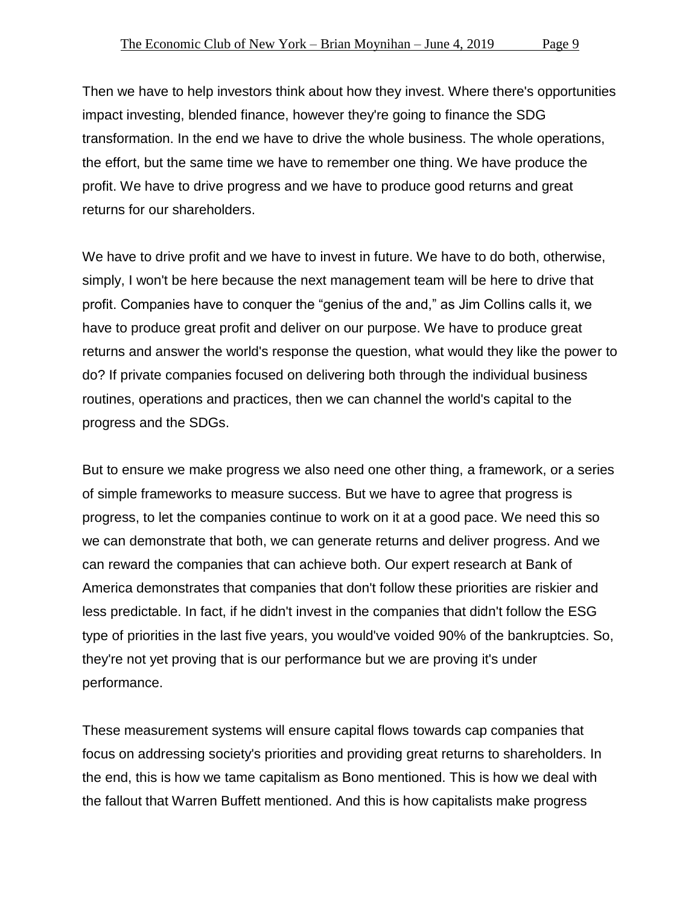Then we have to help investors think about how they invest. Where there's opportunities impact investing, blended finance, however they're going to finance the SDG transformation. In the end we have to drive the whole business. The whole operations, the effort, but the same time we have to remember one thing. We have produce the profit. We have to drive progress and we have to produce good returns and great returns for our shareholders.

We have to drive profit and we have to invest in future. We have to do both, otherwise, simply, I won't be here because the next management team will be here to drive that profit. Companies have to conquer the "genius of the and," as Jim Collins calls it, we have to produce great profit and deliver on our purpose. We have to produce great returns and answer the world's response the question, what would they like the power to do? If private companies focused on delivering both through the individual business routines, operations and practices, then we can channel the world's capital to the progress and the SDGs.

But to ensure we make progress we also need one other thing, a framework, or a series of simple frameworks to measure success. But we have to agree that progress is progress, to let the companies continue to work on it at a good pace. We need this so we can demonstrate that both, we can generate returns and deliver progress. And we can reward the companies that can achieve both. Our expert research at Bank of America demonstrates that companies that don't follow these priorities are riskier and less predictable. In fact, if he didn't invest in the companies that didn't follow the ESG type of priorities in the last five years, you would've voided 90% of the bankruptcies. So, they're not yet proving that is our performance but we are proving it's under performance.

These measurement systems will ensure capital flows towards cap companies that focus on addressing society's priorities and providing great returns to shareholders. In the end, this is how we tame capitalism as Bono mentioned. This is how we deal with the fallout that Warren Buffett mentioned. And this is how capitalists make progress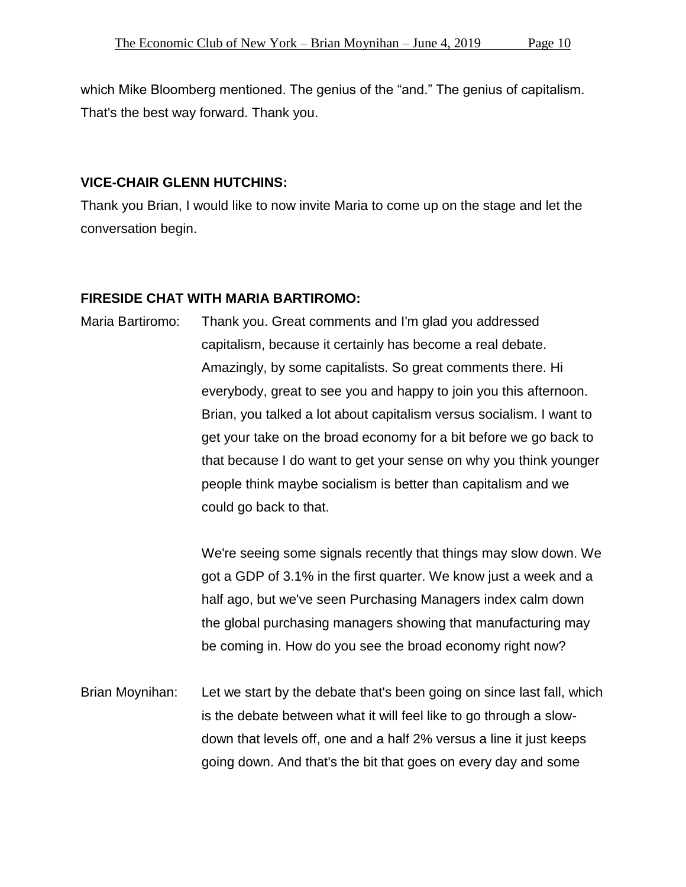which Mike Bloomberg mentioned. The genius of the "and." The genius of capitalism. That's the best way forward. Thank you.

**VICE-CHAIR GLENN HUTCHINS:**

Thank you Brian, I would like to now invite Maria to come up on the stage and let the conversation begin.

**FIRESIDE CHAT WITH MARIA BARTIROMO:**

Maria Bartiromo: Thank you. Great comments and I'm glad you addressed capitalism, because it certainly has become a real debate. Amazingly, by some capitalists. So great comments there. Hi everybody, great to see you and happy to join you this afternoon. Brian, you talked a lot about capitalism versus socialism. I want to get your take on the broad economy for a bit before we go back to that because I do want to get your sense on why you think younger people think maybe socialism is better than capitalism and we could go back to that.

We're seeing some signals recently that things may slow down. We got a GDP of 3.1% in the first quarter. We know just a week and a half ago, but we've seen Purchasing Managers index calm down the global purchasing managers showing that manufacturing may be coming in. How do you see the broad economy right now?

Brian Moynihan: Let we start by the debate that's been going on since last fall, which is the debate between what it will feel like to go through a slow-down that levels off, one and a half 2% versus a line it just keeps going down. And that's the bit that goes on every day and some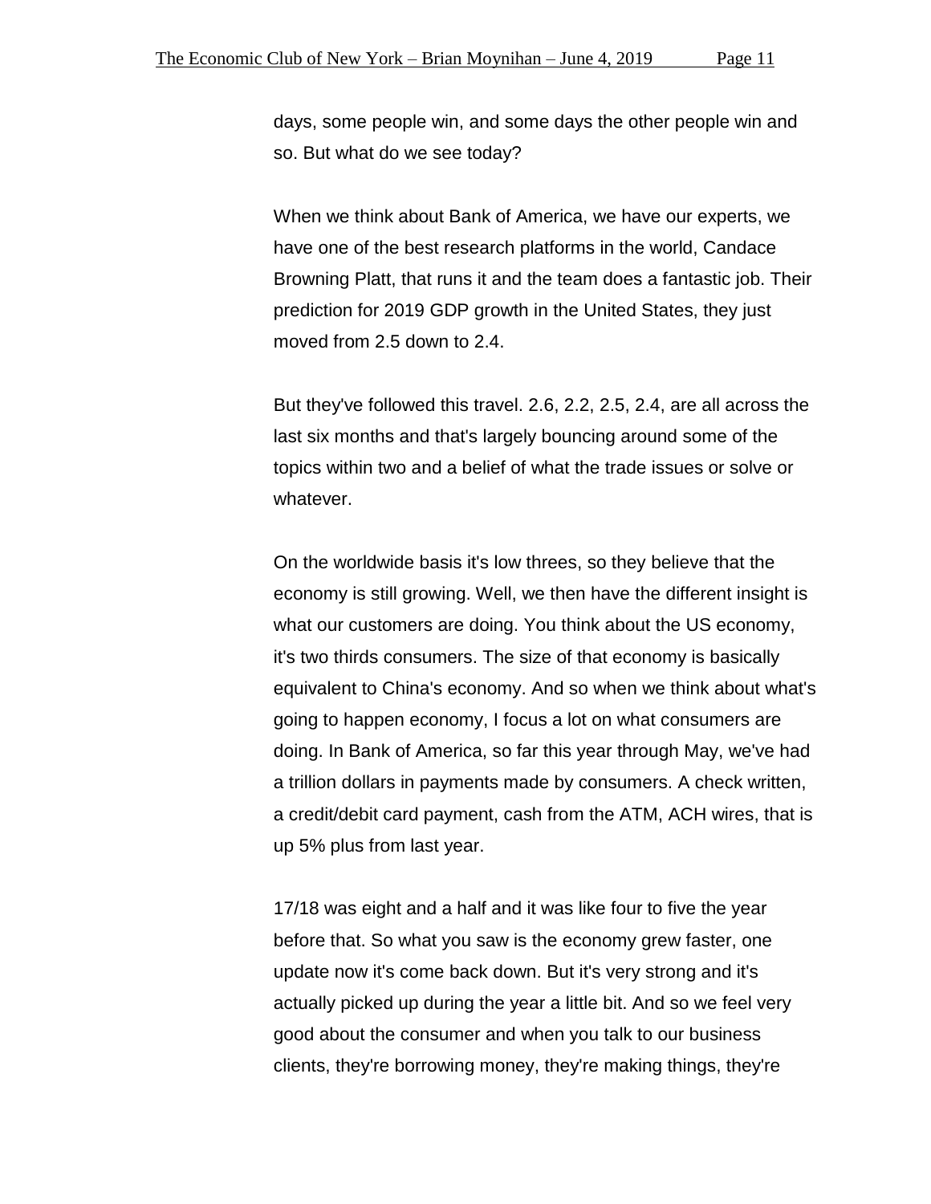days, some people win, and some days the other people win and so. But what do we see today?

When we think about Bank of America, we have our experts, we have one of the best research platforms in the world, Candace Browning Platt, that runs it and the team does a fantastic job. Their prediction for 2019 GDP growth in the United States, they just moved from 2.5 down to 2.4.

But they've followed this travel. 2.6, 2.2, 2.5, 2.4, are all across the last six months and that's largely bouncing around some of the topics within two and a belief of what the trade issues or solve or whatever.

On the worldwide basis it's low threes, so they believe that the economy is still growing. Well, we then have the different insight is what our customers are doing. You think about the US economy, it's two thirds consumers. The size of that economy is basically equivalent to China's economy. And so when we think about what's going to happen economy, I focus a lot on what consumers are doing. In Bank of America, so far this year through May, we've had a trillion dollars in payments made by consumers. A check written, a credit/debit card payment, cash from the ATM, ACH wires, that is up 5% plus from last year.

17/18 was eight and a half and it was like four to five the year before that. So what you saw is the economy grew faster, one update now it's come back down. But it's very strong and it's actually picked up during the year a little bit. And so we feel very good about the consumer and when you talk to our business clients, they're borrowing money, they're making things, they're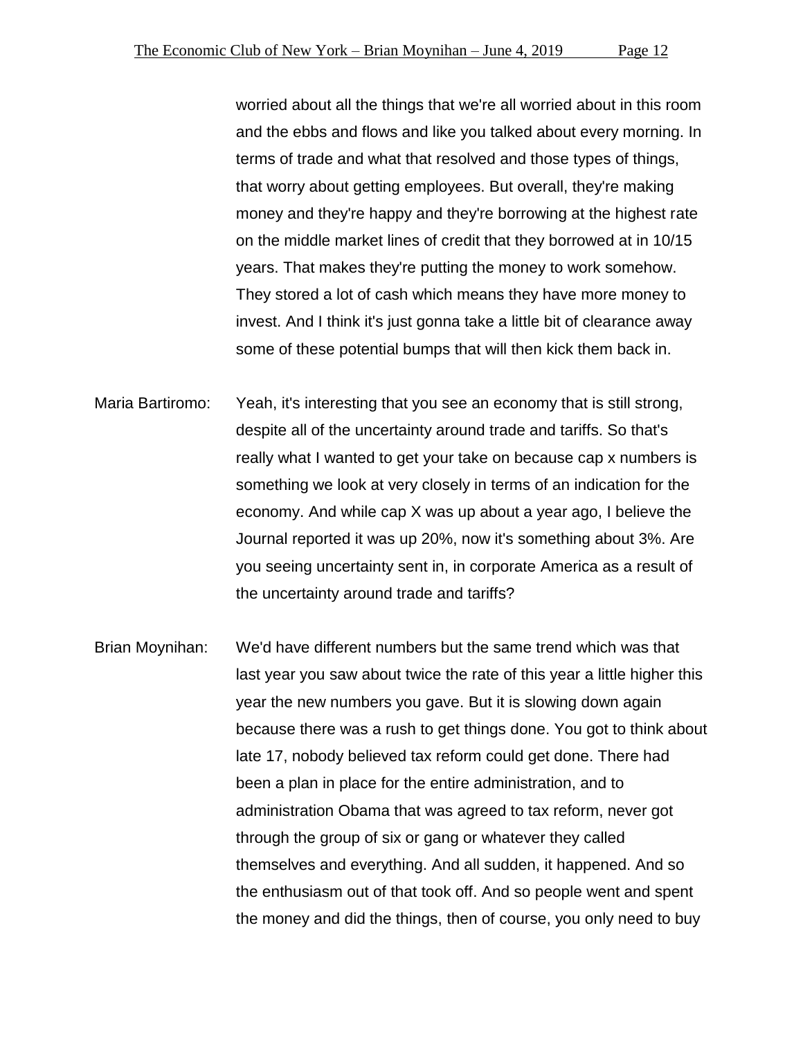worried about all the things that we're all worried about in this room and the ebbs and flows and like you talked about every morning. In terms of trade and what that resolved and those types of things, that worry about getting employees. But overall, they're making money and they're happy and they're borrowing at the highest rate on the middle market lines of credit that they borrowed at in 10/15 years. That makes they're putting the money to work somehow. They stored a lot of cash which means they have more money to invest. And I think it's just gonna take a little bit of clearance away some of these potential bumps that will then kick them back in.

Maria Bartiromo: Yeah, it's interesting that you see an economy that is still strong, despite all of the uncertainty around trade and tariffs. So that's really what I wanted to get your take on because cap x numbers is something we look at very closely in terms of an indication for the economy. And while cap X was up about a year ago, I believe the Journal reported it was up 20%, now it's something about 3%. Are you seeing uncertainty sent in, in corporate America as a result of the uncertainty around trade and tariffs?

Brian Moynihan: We'd have different numbers but the same trend which was that last year you saw about twice the rate of this year a little higher this year the new numbers you gave. But it is slowing down again because there was a rush to get things done. You got to think about late 17, nobody believed tax reform could get done. There had been a plan in place for the entire administration, and to administration Obama that was agreed to tax reform, never got through the group of six or gang or whatever they called themselves and everything. And all sudden, it happened. And so the enthusiasm out of that took off. And so people went and spent the money and did the things, then of course, you only need to buy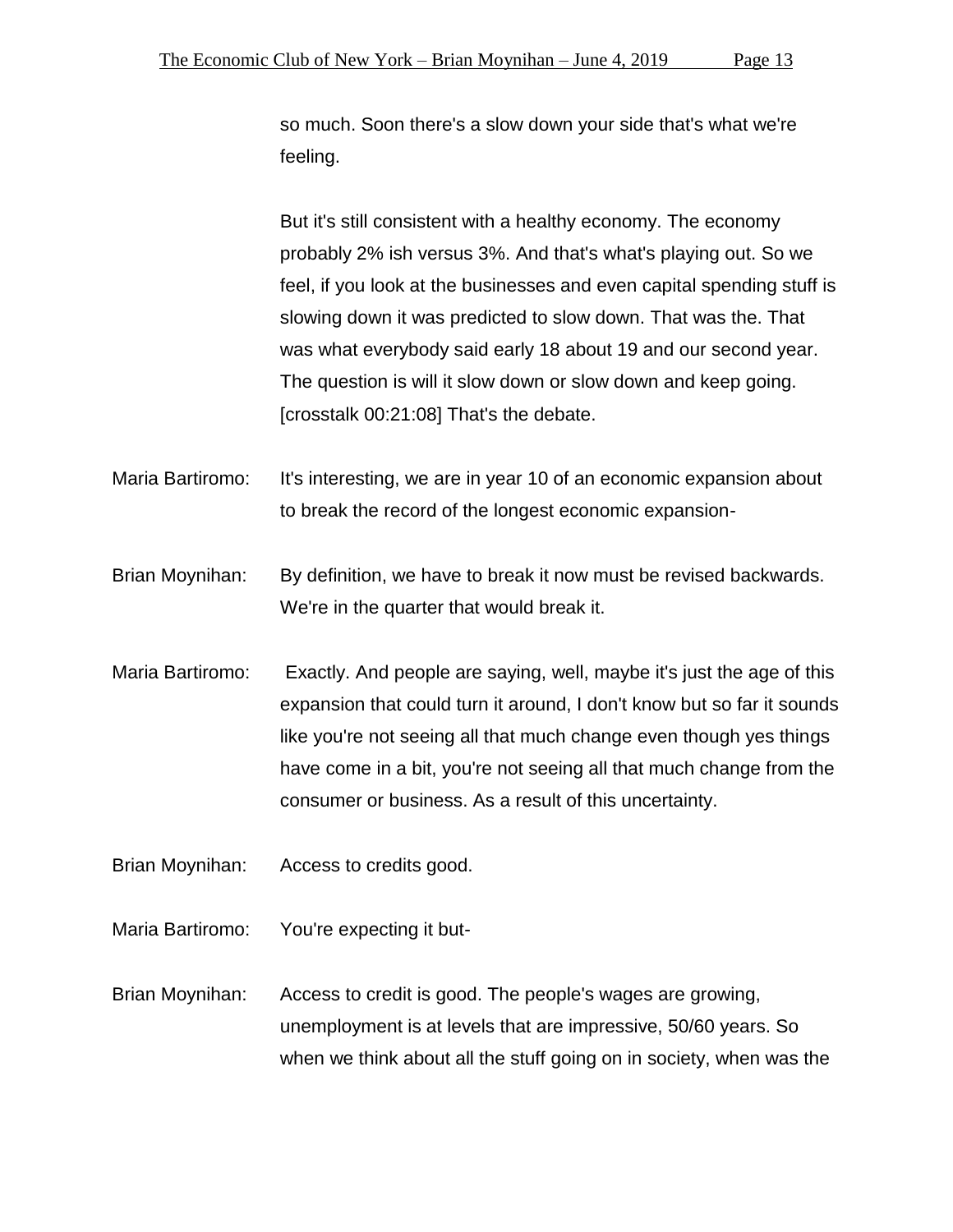so much. Soon there's a slow down your side that's what we're feeling.

But it's still consistent with a healthy economy. The economy probably 2% ish versus 3%. And that's what's playing out. So we feel, if you look at the businesses and even capital spending stuff is slowing down it was predicted to slow down. That was the. That was what everybody said early 18 about 19 and our second year. The question is will it slow down or slow down and keep going. [crosstalk 00:21:08] That's the debate.

Maria Bartiromo: It's interesting, we are in year 10 of an economic expansion about to break the record of the longest economic expansion-

Brian Moynihan: By definition, we have to break it now must be revised backwards. We're in the quarter that would break it.

Maria Bartiromo: Exactly. And people are saying, well, maybe it's just the age of this expansion that could turn it around, I don't know but so far it sounds like you're not seeing all that much change even though yes things have come in a bit, you're not seeing all that much change from the consumer or business. As a result of this uncertainty.

Brian Moynihan: Access to credits good.

Maria Bartiromo: You're expecting it but-

Brian Moynihan: Access to credit is good. The people's wages are growing, unemployment is at levels that are impressive, 50/60 years. So when we think about all the stuff going on in society, when was the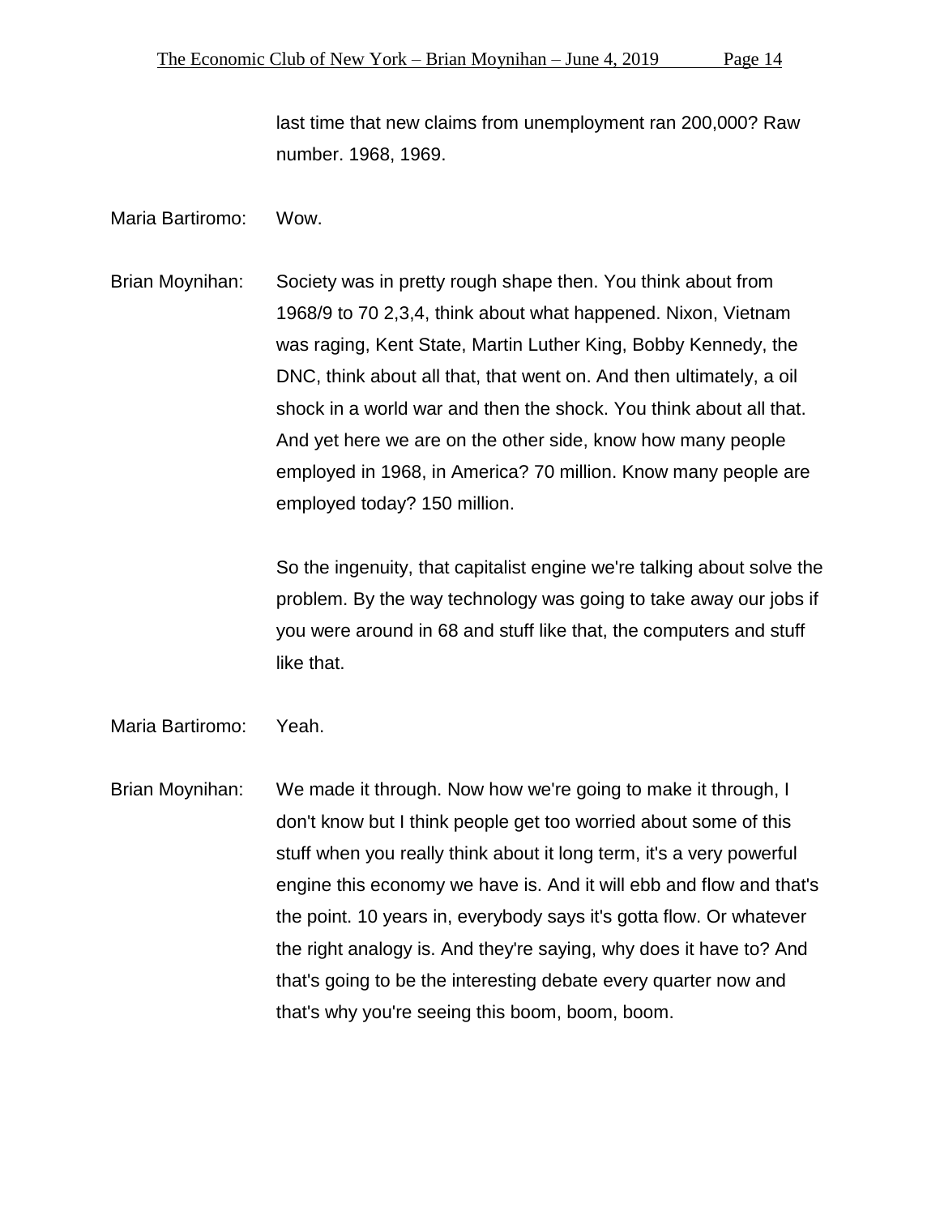last time that new claims from unemployment ran 200,000? Raw number. 1968, 1969.

Maria Bartiromo: Wow.

Brian Moynihan: Society was in pretty rough shape then. You think about from 1968/9 to 70 2,3,4, think about what happened. Nixon, Vietnam was raging, Kent State, Martin Luther King, Bobby Kennedy, the DNC, think about all that, that went on. And then ultimately, a oil shock in a world war and then the shock. You think about all that. And yet here we are on the other side, know how many people employed in 1968, in America? 70 million. Know many people are employed today? 150 million.

So the ingenuity, that capitalist engine we're talking about solve the problem. By the way technology was going to take away our jobs if you were around in 68 and stuff like that, the computers and stuff like that.

Maria Bartiromo: Yeah.

Brian Moynihan: We made it through. Now how we're going to make it through, I don't know but I think people get too worried about some of this stuff when you really think about it long term, it's a very powerful engine this economy we have is. And it will ebb and flow and that's the point. 10 years in, everybody says it's gotta flow. Or whatever the right analogy is. And they're saying, why does it have to? And that's going to be the interesting debate every quarter now and that's why you're seeing this boom, boom, boom.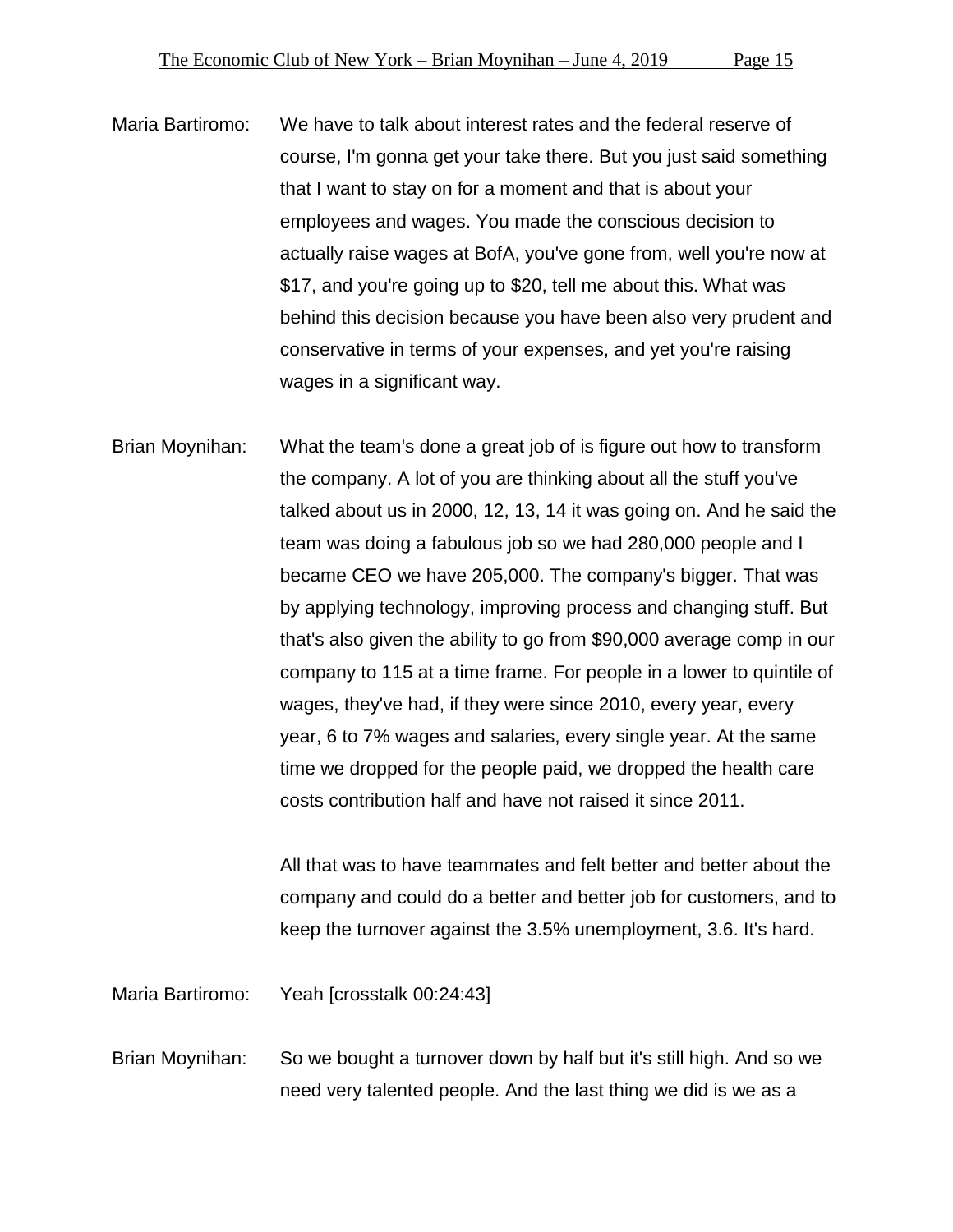Maria Bartiromo: We have to talk about interest rates and the federal reserve of course, I'm gonna get your take there. But you just said something that I want to stay on for a moment and that is about your employees and wages. You made the conscious decision to actually raise wages at BofA, you've gone from, well you're now at $17, and you're going up to $20, tell me about this. What was behind this decision because you have been also very prudent and conservative in terms of your expenses, and yet you're raising wages in a significant way.

Brian Moynihan: What the team's done a great job of is figure out how to transform the company. A lot of you are thinking about all the stuff you've talked about us in 2000, 12, 13, 14 it was going on. And he said the team was doing a fabulous job so we had 280,000 people and I became CEO we have 205,000. The company's bigger. That was by applying technology, improving process and changing stuff. But that's also given the ability to go from $90,000 average comp in our company to 115 at a time frame. For people in a lower to quintile of wages, they've had, if they were since 2010, every year, every year, 6 to 7% wages and salaries, every single year. At the same time we dropped for the people paid, we dropped the health care costs contribution half and have not raised it since 2011.

All that was to have teammates and felt better and better about the company and could do a better and better job for customers, and to keep the turnover against the 3.5% unemployment, 3.6. It's hard.

Maria Bartiromo: Yeah [crosstalk 00:24:43]

Brian Moynihan: So we bought a turnover down by half but it's still high. And so we need very talented people. And the last thing we did is we as a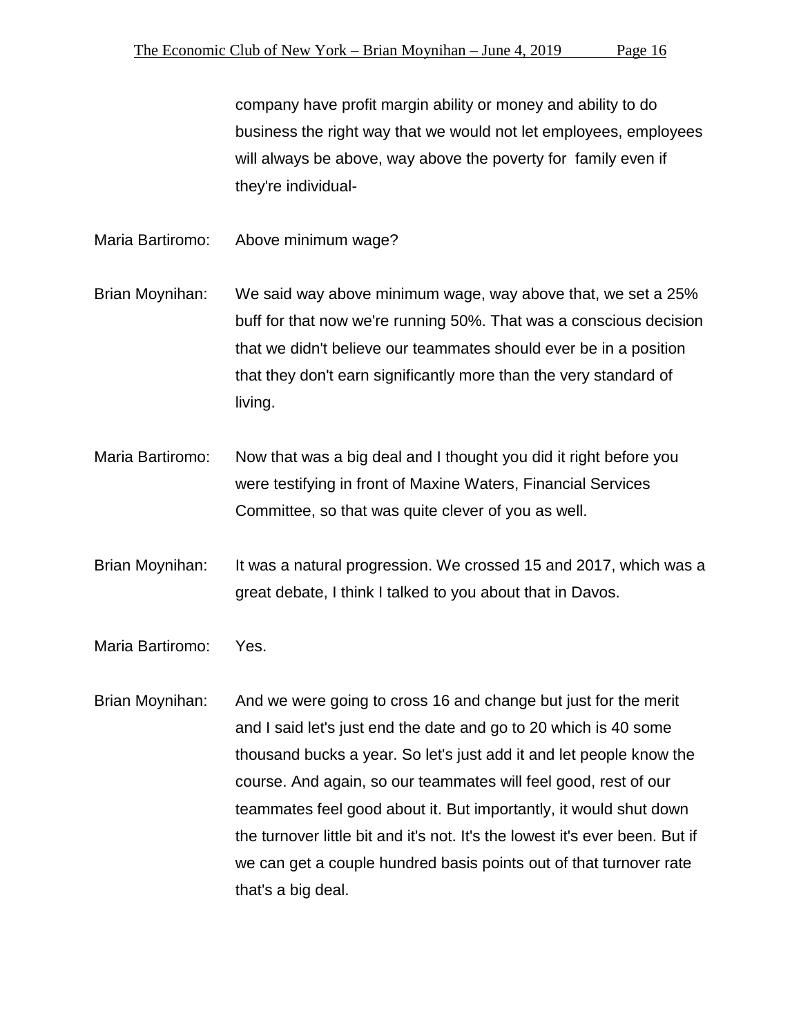company have profit margin ability or money and ability to do business the right way that we would not let employees, employees will always be above, way above the poverty for family even if they're individual-

Maria Bartiromo: Above minimum wage?

Brian Moynihan: We said way above minimum wage, way above that, we set a 25% buff for that now we're running 50%. That was a conscious decision that we didn't believe our teammates should ever be in a position that they don't earn significantly more than the very standard of living.

Maria Bartiromo: Now that was a big deal and I thought you did it right before you were testifying in front of Maxine Waters, Financial Services Committee, so that was quite clever of you as well.

Brian Moynihan: It was a natural progression. We crossed 15 and 2017, which was a great debate, I think I talked to you about that in Davos.

Maria Bartiromo: Yes.

Brian Moynihan: And we were going to cross 16 and change but just for the merit and I said let's just end the date and go to 20 which is 40 some thousand bucks a year. So let's just add it and let people know the course. And again, so our teammates will feel good, rest of our teammates feel good about it. But importantly, it would shut down the turnover little bit and it's not. It's the lowest it's ever been. But if we can get a couple hundred basis points out of that turnover rate that's a big deal.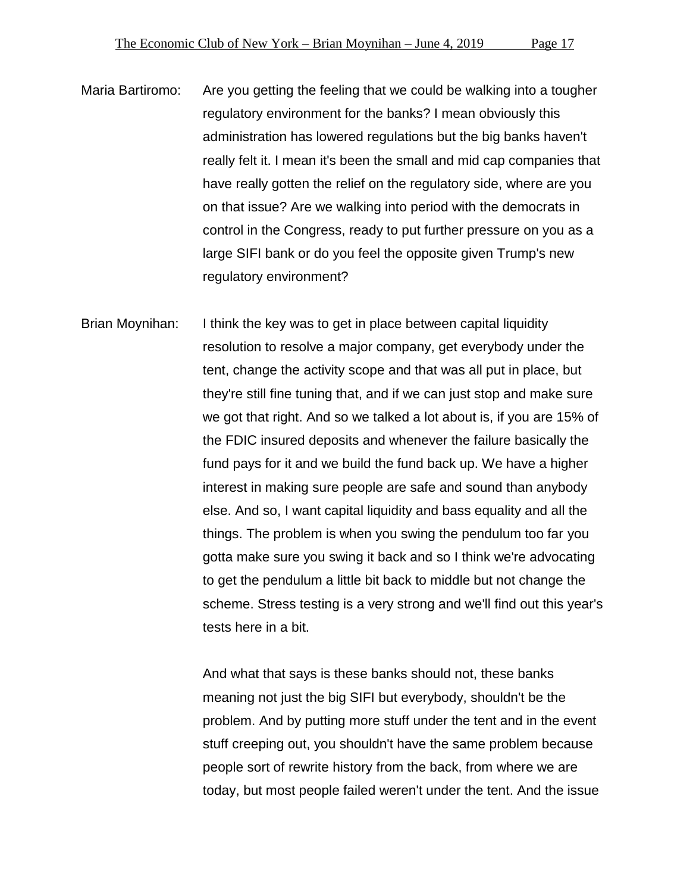Maria Bartiromo: Are you getting the feeling that we could be walking into a tougher regulatory environment for the banks? I mean obviously this administration has lowered regulations but the big banks haven't really felt it. I mean it's been the small and mid cap companies that have really gotten the relief on the regulatory side, where are you on that issue? Are we walking into period with the democrats in control in the Congress, ready to put further pressure on you as a large SIFI bank or do you feel the opposite given Trump's new regulatory environment?

Brian Moynihan: I think the key was to get in place between capital liquidity resolution to resolve a major company, get everybody under the tent, change the activity scope and that was all put in place, but they're still fine tuning that, and if we can just stop and make sure we got that right. And so we talked a lot about is, if you are 15% of the FDIC insured deposits and whenever the failure basically the fund pays for it and we build the fund back up. We have a higher interest in making sure people are safe and sound than anybody else. And so, I want capital liquidity and bass equality and all the things. The problem is when you swing the pendulum too far you gotta make sure you swing it back and so I think we're advocating to get the pendulum a little bit back to middle but not change the scheme. Stress testing is a very strong and we'll find out this year's tests here in a bit.

And what that says is these banks should not, these banks meaning not just the big SIFI but everybody, shouldn't be the problem. And by putting more stuff under the tent and in the event stuff creeping out, you shouldn't have the same problem because people sort of rewrite history from the back, from where we are today, but most people failed weren't under the tent. And the issue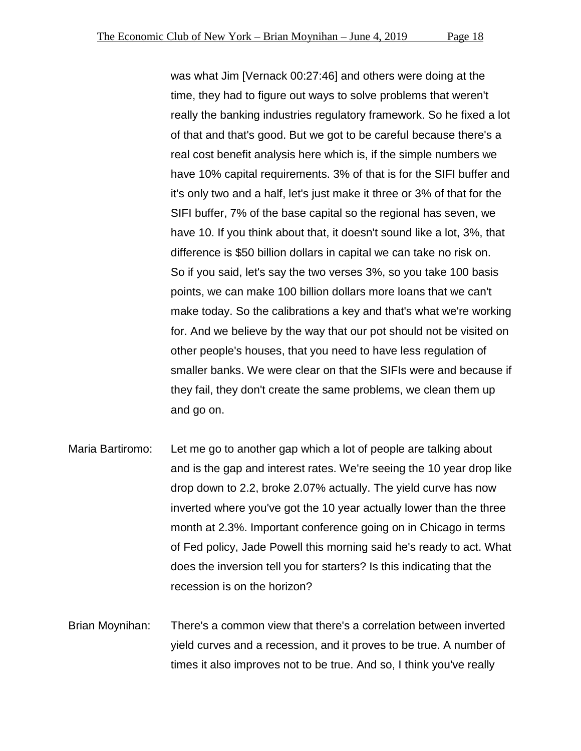was what Jim [Vernack 00:27:46] and others were doing at the time, they had to figure out ways to solve problems that weren't really the banking industries regulatory framework. So he fixed a lot of that and that's good. But we got to be careful because there's a real cost benefit analysis here which is, if the simple numbers we have 10% capital requirements. 3% of that is for the SIFI buffer and it's only two and a half, let's just make it three or 3% of that for the SIFI buffer, 7% of the base capital so the regional has seven, we have 10. If you think about that, it doesn't sound like a lot, 3%, that difference is $50 billion dollars in capital we can take no risk on. So if you said, let's say the two verses 3%, so you take 100 basis points, we can make 100 billion dollars more loans that we can't make today. So the calibrations a key and that's what we're working for. And we believe by the way that our pot should not be visited on other people's houses, that you need to have less regulation of smaller banks. We were clear on that the SIFIs were and because if they fail, they don't create the same problems, we clean them up and go on.

Maria Bartiromo: Let me go to another gap which a lot of people are talking about and is the gap and interest rates. We're seeing the 10 year drop like drop down to 2.2, broke 2.07% actually. The yield curve has now inverted where you've got the 10 year actually lower than the three month at 2.3%. Important conference going on in Chicago in terms of Fed policy, Jade Powell this morning said he's ready to act. What does the inversion tell you for starters? Is this indicating that the recession is on the horizon?

Brian Moynihan: There's a common view that there's a correlation between inverted yield curves and a recession, and it proves to be true. A number of times it also improves not to be true. And so, I think you've really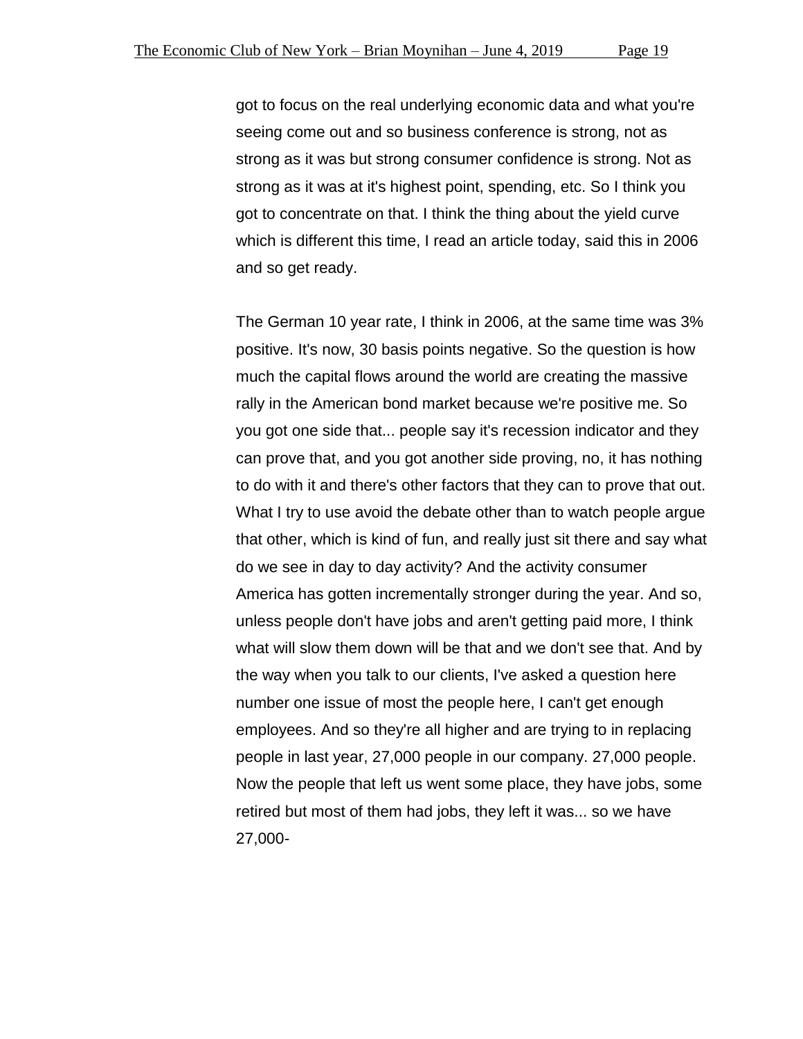got to focus on the real underlying economic data and what you're seeing come out and so business conference is strong, not as strong as it was but strong consumer confidence is strong. Not as strong as it was at it's highest point, spending, etc. So I think you got to concentrate on that. I think the thing about the yield curve which is different this time, I read an article today, said this in 2006 and so get ready.

The German 10 year rate, I think in 2006, at the same time was 3% positive. It's now, 30 basis points negative. So the question is how much the capital flows around the world are creating the massive rally in the American bond market because we're positive me. So you got one side that... people say it's recession indicator and they can prove that, and you got another side proving, no, it has nothing to do with it and there's other factors that they can to prove that out. What I try to use avoid the debate other than to watch people argue that other, which is kind of fun, and really just sit there and say what do we see in day to day activity? And the activity consumer America has gotten incrementally stronger during the year. And so, unless people don't have jobs and aren't getting paid more, I think what will slow them down will be that and we don't see that. And by the way when you talk to our clients, I've asked a question here number one issue of most the people here, I can't get enough employees. And so they're all higher and are trying to in replacing people in last year, 27,000 people in our company. 27,000 people. Now the people that left us went some place, they have jobs, some retired but most of them had jobs, they left it was... so we have 27,000-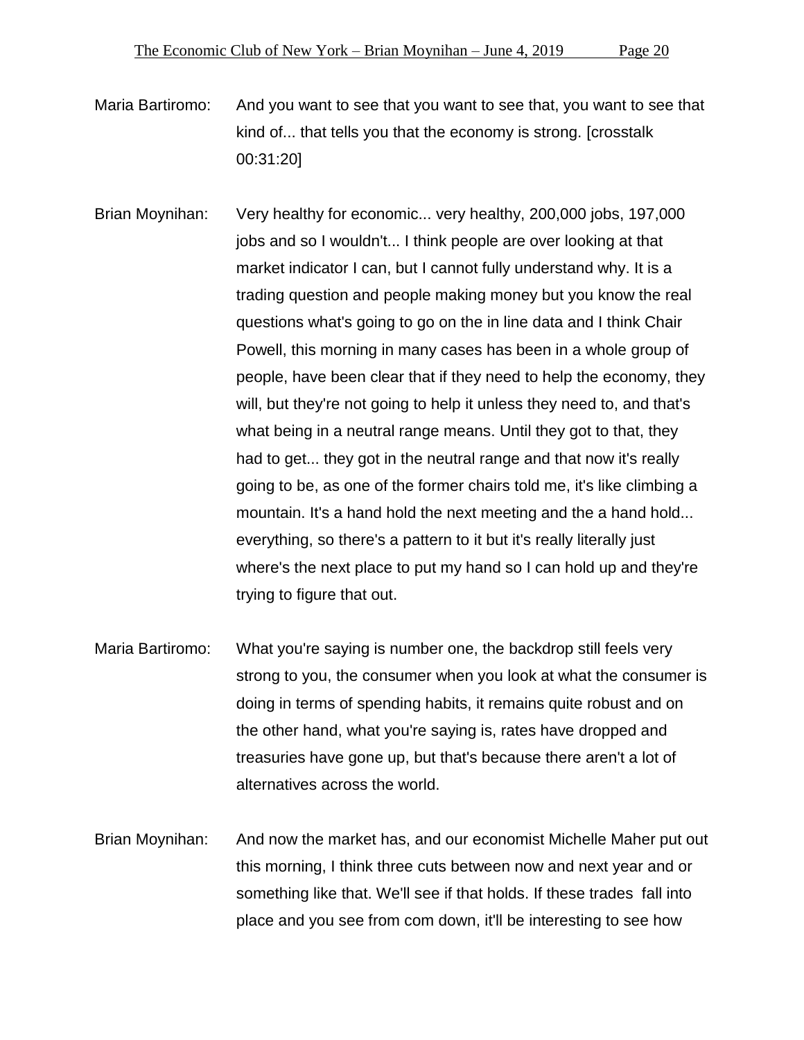Maria Bartiromo: And you want to see that you want to see that, you want to see that kind of... that tells you that the economy is strong. [crosstalk 00:31:20]

Brian Moynihan: Very healthy for economic... very healthy, 200,000 jobs, 197,000 jobs and so I wouldn't... I think people are over looking at that market indicator I can, but I cannot fully understand why. It is a trading question and people making money but you know the real questions what's going to go on the in line data and I think Chair Powell, this morning in many cases has been in a whole group of people, have been clear that if they need to help the economy, they will, but they're not going to help it unless they need to, and that's what being in a neutral range means. Until they got to that, they had to get... they got in the neutral range and that now it's really going to be, as one of the former chairs told me, it's like climbing a mountain. It's a hand hold the next meeting and the a hand hold... everything, so there's a pattern to it but it's really literally just where's the next place to put my hand so I can hold up and they're trying to figure that out.

Maria Bartiromo: What you're saying is number one, the backdrop still feels very strong to you, the consumer when you look at what the consumer is doing in terms of spending habits, it remains quite robust and on the other hand, what you're saying is, rates have dropped and treasuries have gone up, but that's because there aren't a lot of alternatives across the world.

Brian Moynihan: And now the market has, and our economist Michelle Maher put out this morning, I think three cuts between now and next year and or something like that. We'll see if that holds. If these trades fall into place and you see from com down, it'll be interesting to see how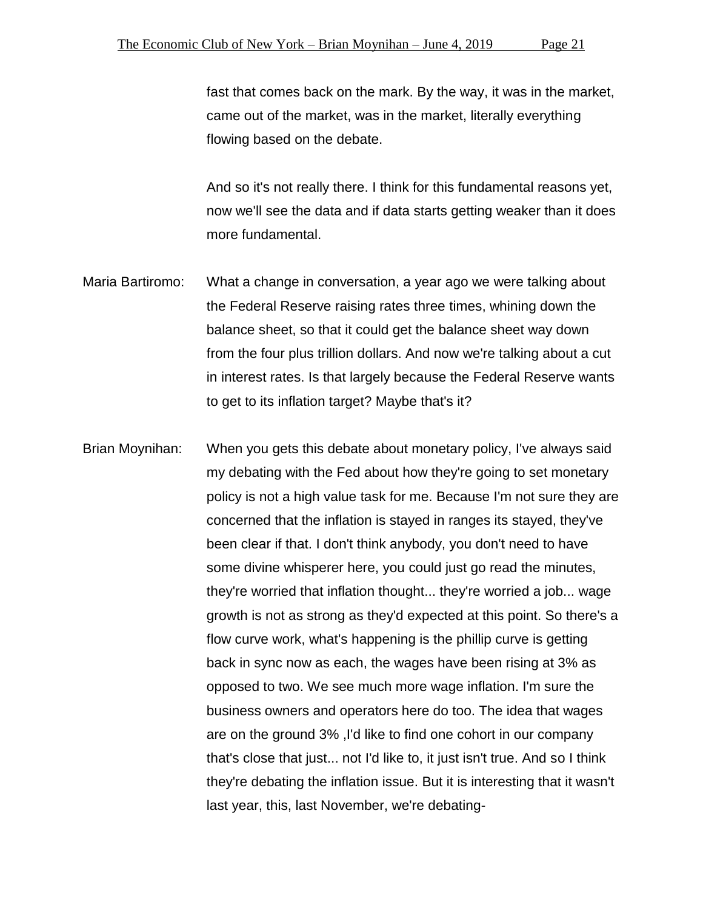fast that comes back on the mark. By the way, it was in the market, came out of the market, was in the market, literally everything flowing based on the debate.

And so it's not really there. I think for this fundamental reasons yet, now we'll see the data and if data starts getting weaker than it does more fundamental.

Maria Bartiromo: What a change in conversation, a year ago we were talking about the Federal Reserve raising rates three times, whining down the balance sheet, so that it could get the balance sheet way down from the four plus trillion dollars. And now we're talking about a cut in interest rates. Is that largely because the Federal Reserve wants to get to its inflation target? Maybe that's it?

Brian Moynihan: When you gets this debate about monetary policy, I've always said my debating with the Fed about how they're going to set monetary policy is not a high value task for me. Because I'm not sure they are concerned that the inflation is stayed in ranges its stayed, they've been clear if that. I don't think anybody, you don't need to have some divine whisperer here, you could just go read the minutes, they're worried that inflation thought... they're worried a job... wage growth is not as strong as they'd expected at this point. So there's a flow curve work, what's happening is the phillip curve is getting back in sync now as each, the wages have been rising at 3% as opposed to two. We see much more wage inflation. I'm sure the business owners and operators here do too. The idea that wages are on the ground 3% ,I'd like to find one cohort in our company that's close that just... not I'd like to, it just isn't true. And so I think they're debating the inflation issue. But it is interesting that it wasn't last year, this, last November, we're debating-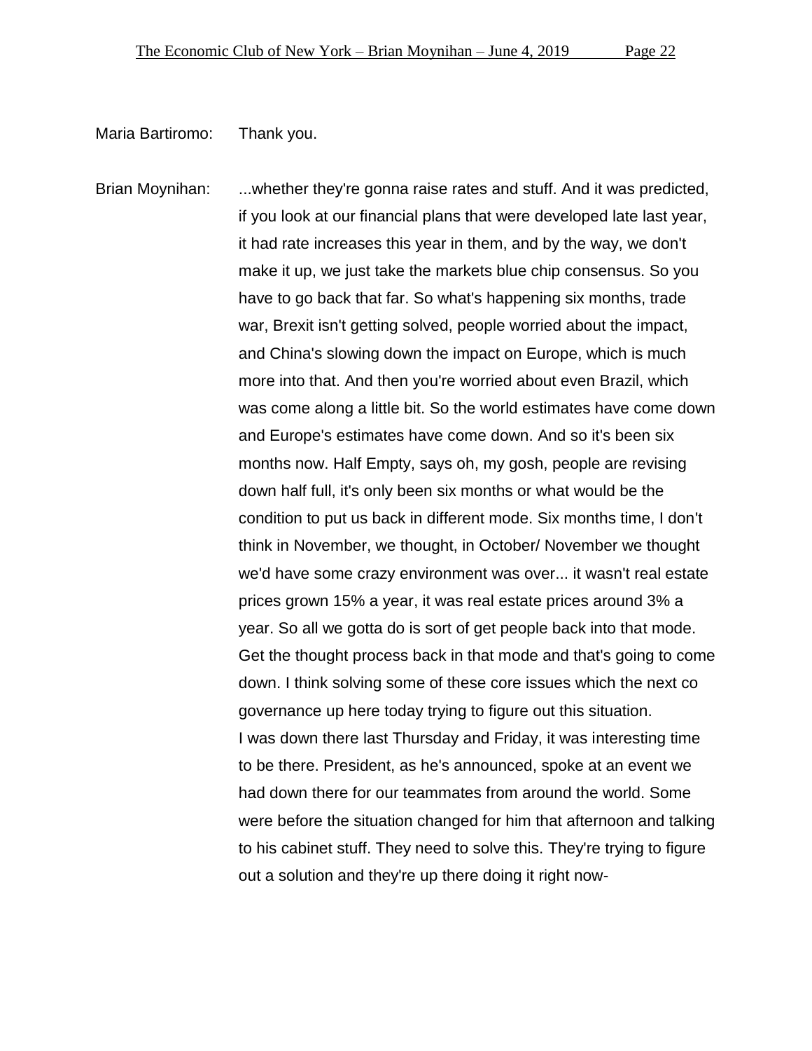Maria Bartiromo: Thank you.

Brian Moynihan: ...whether they're gonna raise rates and stuff. And it was predicted, if you look at our financial plans that were developed late last year, it had rate increases this year in them, and by the way, we don't make it up, we just take the markets blue chip consensus. So you have to go back that far. So what's happening six months, trade war, Brexit isn't getting solved, people worried about the impact, and China's slowing down the impact on Europe, which is much more into that. And then you're worried about even Brazil, which was come along a little bit. So the world estimates have come down and Europe's estimates have come down. And so it's been six months now. Half Empty, says oh, my gosh, people are revising down half full, it's only been six months or what would be the condition to put us back in different mode. Six months time, I don't think in November, we thought, in October/ November we thought we'd have some crazy environment was over... it wasn't real estate prices grown 15% a year, it was real estate prices around 3% a year. So all we gotta do is sort of get people back into that mode. Get the thought process back in that mode and that's going to come down. I think solving some of these core issues which the next co governance up here today trying to figure out this situation.
I was down there last Thursday and Friday, it was interesting time to be there. President, as he's announced, spoke at an event we had down there for our teammates from around the world. Some were before the situation changed for him that afternoon and talking to his cabinet stuff. They need to solve this. They're trying to figure out a solution and they're up there doing it right now-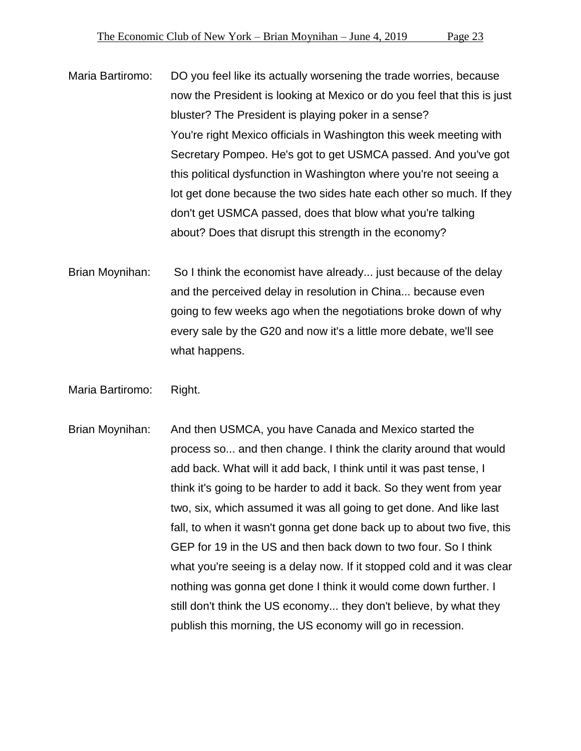Maria Bartiromo: DO you feel like its actually worsening the trade worries, because now the President is looking at Mexico or do you feel that this is just bluster? The President is playing poker in a sense? You're right Mexico officials in Washington this week meeting with Secretary Pompeo. He's got to get USMCA passed. And you've got this political dysfunction in Washington where you're not seeing a lot get done because the two sides hate each other so much. If they don't get USMCA passed, does that blow what you're talking about? Does that disrupt this strength in the economy?

Brian Moynihan: So I think the economist have already... just because of the delay and the perceived delay in resolution in China... because even going to few weeks ago when the negotiations broke down of why every sale by the G20 and now it's a little more debate, we'll see what happens.

Maria Bartiromo: Right.

Brian Moynihan: And then USMCA, you have Canada and Mexico started the process so... and then change. I think the clarity around that would add back. What will it add back, I think until it was past tense, I think it's going to be harder to add it back. So they went from year two, six, which assumed it was all going to get done. And like last fall, to when it wasn't gonna get done back up to about two five, this GEP for 19 in the US and then back down to two four. So I think what you're seeing is a delay now. If it stopped cold and it was clear nothing was gonna get done I think it would come down further. I still don't think the US economy... they don't believe, by what they publish this morning, the US economy will go in recession.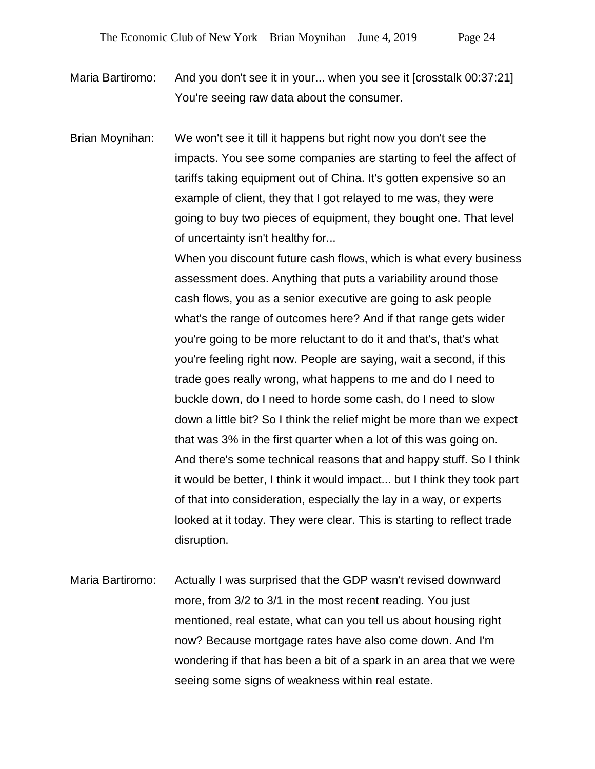Maria Bartiromo: And you don't see it in your... when you see it [crosstalk 00:37:21] You're seeing raw data about the consumer.

Brian Moynihan: We won't see it till it happens but right now you don't see the impacts. You see some companies are starting to feel the affect of tariffs taking equipment out of China. It's gotten expensive so an example of client, they that I got relayed to me was, they were going to buy two pieces of equipment, they bought one. That level of uncertainty isn't healthy for...

When you discount future cash flows, which is what every business assessment does. Anything that puts a variability around those cash flows, you as a senior executive are going to ask people what's the range of outcomes here? And if that range gets wider you're going to be more reluctant to do it and that's, that's what you're feeling right now. People are saying, wait a second, if this trade goes really wrong, what happens to me and do I need to buckle down, do I need to horde some cash, do I need to slow down a little bit? So I think the relief might be more than we expect that was 3% in the first quarter when a lot of this was going on. And there's some technical reasons that and happy stuff. So I think it would be better, I think it would impact... but I think they took part of that into consideration, especially the lay in a way, or experts looked at it today. They were clear. This is starting to reflect trade disruption.

Maria Bartiromo: Actually I was surprised that the GDP wasn't revised downward more, from 3/2 to 3/1 in the most recent reading. You just mentioned, real estate, what can you tell us about housing right now? Because mortgage rates have also come down. And I'm wondering if that has been a bit of a spark in an area that we were seeing some signs of weakness within real estate.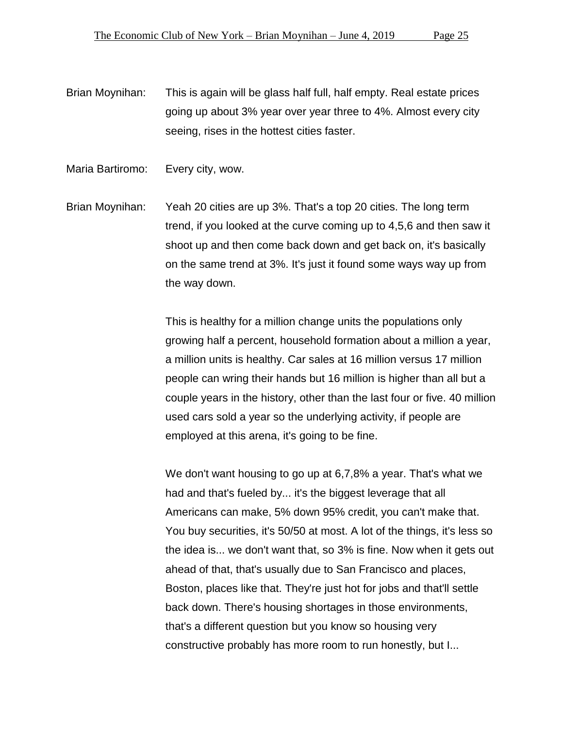Brian Moynihan: This is again will be glass half full, half empty. Real estate prices going up about 3% year over year three to 4%. Almost every city seeing, rises in the hottest cities faster.

Maria Bartiromo: Every city, wow.

Brian Moynihan: Yeah 20 cities are up 3%. That's a top 20 cities. The long term trend, if you looked at the curve coming up to 4,5,6 and then saw it shoot up and then come back down and get back on, it's basically on the same trend at 3%. It's just it found some ways way up from the way down.

This is healthy for a million change units the populations only growing half a percent, household formation about a million a year, a million units is healthy. Car sales at 16 million versus 17 million people can wring their hands but 16 million is higher than all but a couple years in the history, other than the last four or five. 40 million used cars sold a year so the underlying activity, if people are employed at this arena, it's going to be fine.

We don't want housing to go up at 6,7,8% a year. That's what we had and that's fueled by... it's the biggest leverage that all Americans can make, 5% down 95% credit, you can't make that. You buy securities, it's 50/50 at most. A lot of the things, it's less so the idea is... we don't want that, so 3% is fine. Now when it gets out ahead of that, that's usually due to San Francisco and places, Boston, places like that. They're just hot for jobs and that'll settle back down. There's housing shortages in those environments, that's a different question but you know so housing very constructive probably has more room to run honestly, but I...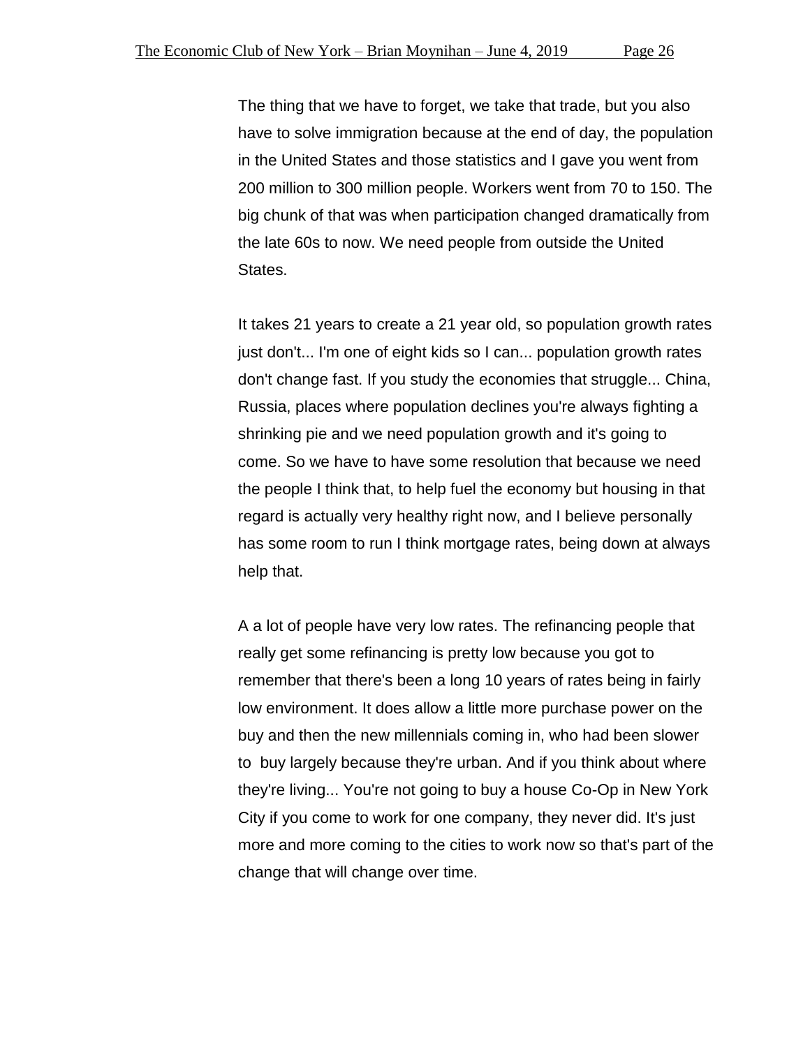The thing that we have to forget, we take that trade, but you also have to solve immigration because at the end of day, the population in the United States and those statistics and I gave you went from 200 million to 300 million people. Workers went from 70 to 150. The big chunk of that was when participation changed dramatically from the late 60s to now. We need people from outside the United States.

It takes 21 years to create a 21 year old, so population growth rates just don't... I'm one of eight kids so I can... population growth rates don't change fast. If you study the economies that struggle... China, Russia, places where population declines you're always fighting a shrinking pie and we need population growth and it's going to come. So we have to have some resolution that because we need the people I think that, to help fuel the economy but housing in that regard is actually very healthy right now, and I believe personally has some room to run I think mortgage rates, being down at always help that.

A a lot of people have very low rates. The refinancing people that really get some refinancing is pretty low because you got to remember that there's been a long 10 years of rates being in fairly low environment. It does allow a little more purchase power on the buy and then the new millennials coming in, who had been slower to buy largely because they're urban. And if you think about where they're living... You're not going to buy a house Co-Op in New York City if you come to work for one company, they never did. It's just more and more coming to the cities to work now so that's part of the change that will change over time.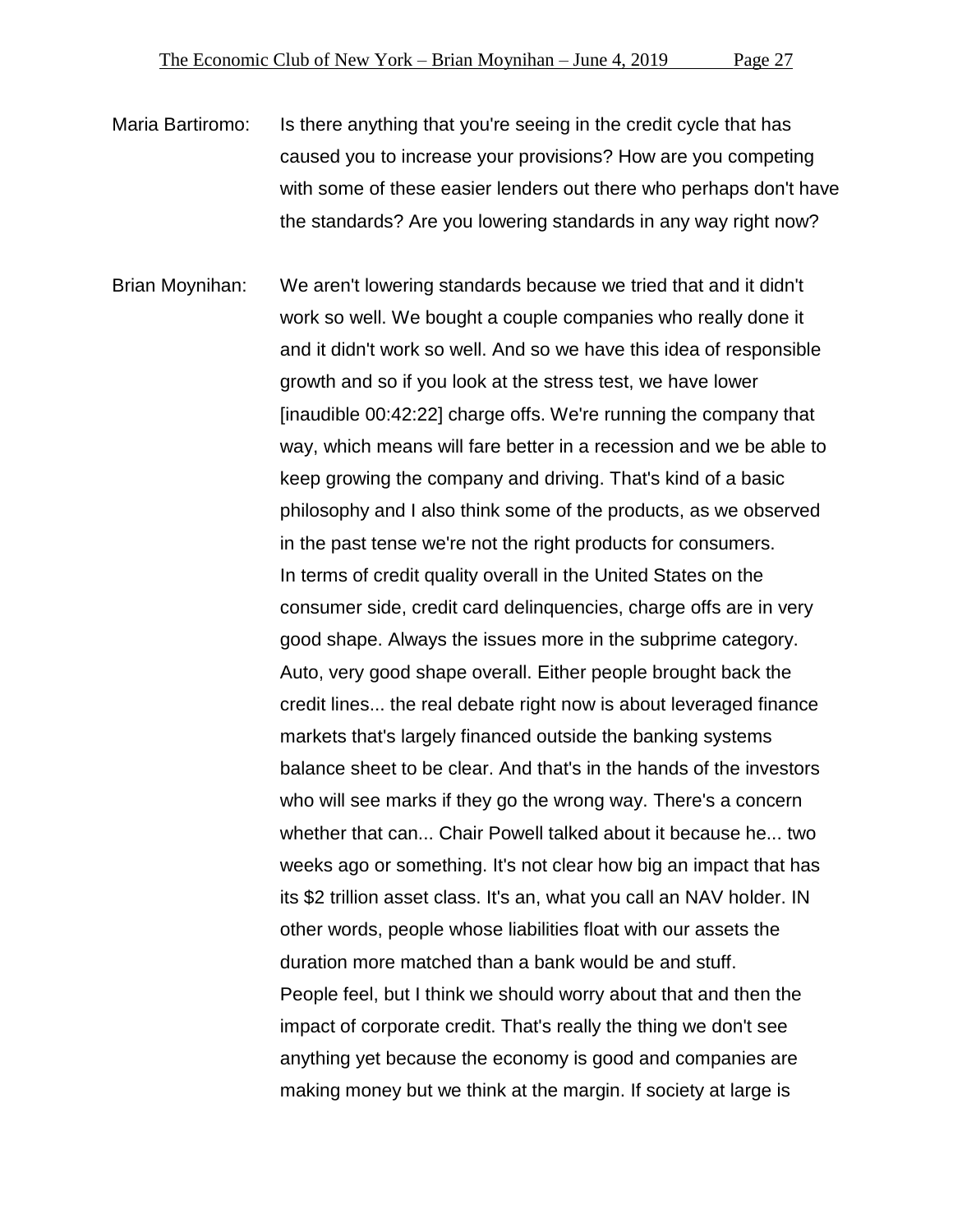Maria Bartiromo: Is there anything that you're seeing in the credit cycle that has caused you to increase your provisions? How are you competing with some of these easier lenders out there who perhaps don't have the standards? Are you lowering standards in any way right now?

Brian Moynihan: We aren't lowering standards because we tried that and it didn't work so well. We bought a couple companies who really done it and it didn't work so well. And so we have this idea of responsible growth and so if you look at the stress test, we have lower [inaudible 00:42:22] charge offs. We're running the company that way, which means will fare better in a recession and we be able to keep growing the company and driving. That's kind of a basic philosophy and I also think some of the products, as we observed in the past tense we're not the right products for consumers.

In terms of credit quality overall in the United States on the consumer side, credit card delinquencies, charge offs are in very good shape. Always the issues more in the subprime category. Auto, very good shape overall. Either people brought back the credit lines... the real debate right now is about leveraged finance markets that's largely financed outside the banking systems balance sheet to be clear. And that's in the hands of the investors who will see marks if they go the wrong way. There's a concern whether that can... Chair Powell talked about it because he... two weeks ago or something. It's not clear how big an impact that has its $2 trillion asset class. It's an, what you call an NAV holder. IN other words, people whose liabilities float with our assets the duration more matched than a bank would be and stuff.

People feel, but I think we should worry about that and then the impact of corporate credit. That's really the thing we don't see anything yet because the economy is good and companies are making money but we think at the margin. If society at large is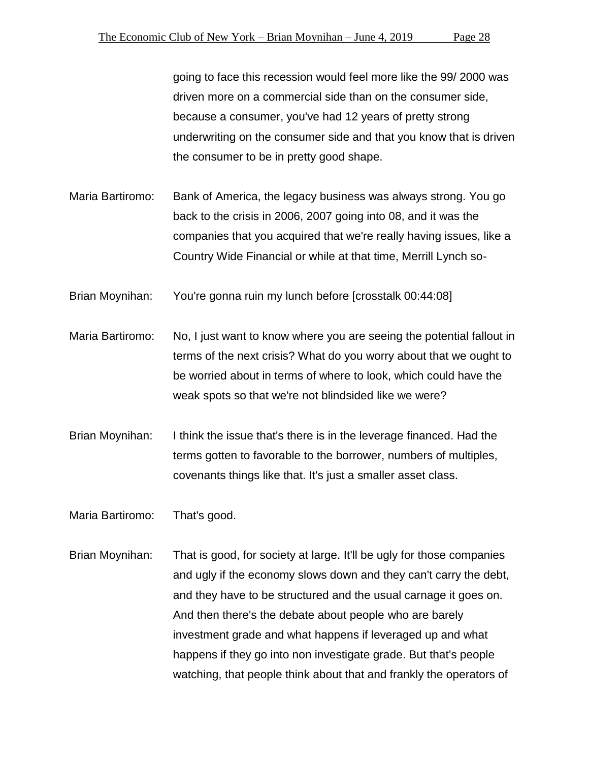going to face this recession would feel more like the 99/ 2000 was driven more on a commercial side than on the consumer side, because a consumer, you've had 12 years of pretty strong underwriting on the consumer side and that you know that is driven the consumer to be in pretty good shape.

Maria Bartiromo: Bank of America, the legacy business was always strong. You go back to the crisis in 2006, 2007 going into 08, and it was the companies that you acquired that we're really having issues, like a Country Wide Financial or while at that time, Merrill Lynch so-

Brian Moynihan: You're gonna ruin my lunch before [crosstalk 00:44:08]

Maria Bartiromo: No, I just want to know where you are seeing the potential fallout in terms of the next crisis? What do you worry about that we ought to be worried about in terms of where to look, which could have the weak spots so that we're not blindsided like we were?

Brian Moynihan: I think the issue that's there is in the leverage financed. Had the terms gotten to favorable to the borrower, numbers of multiples, covenants things like that. It's just a smaller asset class.

Maria Bartiromo: That's good.

Brian Moynihan: That is good, for society at large. It'll be ugly for those companies and ugly if the economy slows down and they can't carry the debt, and they have to be structured and the usual carnage it goes on. And then there's the debate about people who are barely investment grade and what happens if leveraged up and what happens if they go into non investigate grade. But that's people watching, that people think about that and frankly the operators of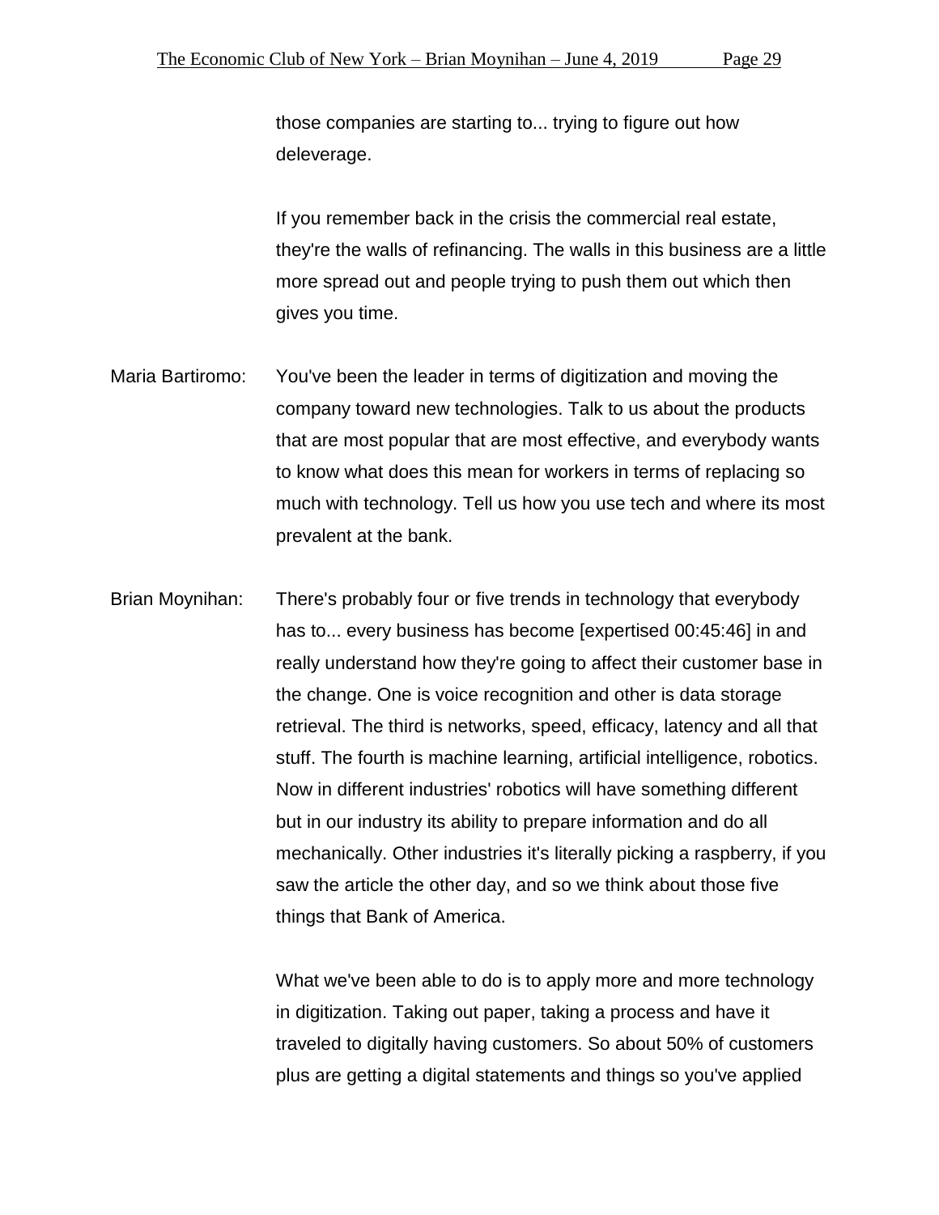those companies are starting to... trying to figure out how deleverage.

If you remember back in the crisis the commercial real estate, they're the walls of refinancing. The walls in this business are a little more spread out and people trying to push them out which then gives you time.

Maria Bartiromo: You've been the leader in terms of digitization and moving the company toward new technologies. Talk to us about the products that are most popular that are most effective, and everybody wants to know what does this mean for workers in terms of replacing so much with technology. Tell us how you use tech and where its most prevalent at the bank.

Brian Moynihan: There's probably four or five trends in technology that everybody has to... every business has become [expertised 00:45:46] in and really understand how they're going to affect their customer base in the change. One is voice recognition and other is data storage retrieval. The third is networks, speed, efficacy, latency and all that stuff. The fourth is machine learning, artificial intelligence, robotics. Now in different industries' robotics will have something different but in our industry its ability to prepare information and do all mechanically. Other industries it's literally picking a raspberry, if you saw the article the other day, and so we think about those five things that Bank of America.

What we've been able to do is to apply more and more technology in digitization. Taking out paper, taking a process and have it traveled to digitally having customers. So about 50% of customers plus are getting a digital statements and things so you've applied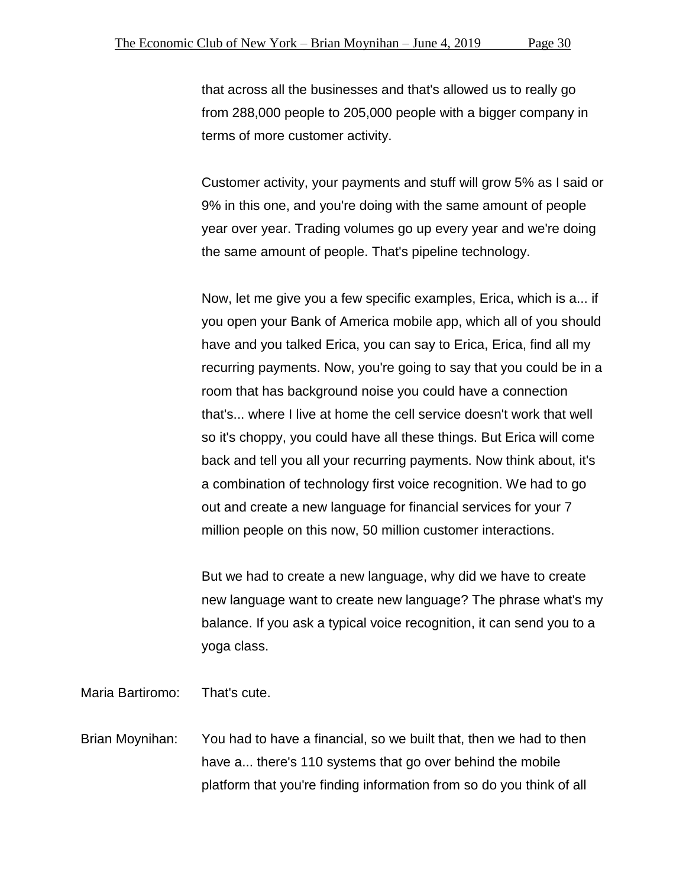that across all the businesses and that's allowed us to really go from 288,000 people to 205,000 people with a bigger company in terms of more customer activity.

Customer activity, your payments and stuff will grow 5% as I said or 9% in this one, and you're doing with the same amount of people year over year. Trading volumes go up every year and we're doing the same amount of people. That's pipeline technology.

Now, let me give you a few specific examples, Erica, which is a... if you open your Bank of America mobile app, which all of you should have and you talked Erica, you can say to Erica, Erica, find all my recurring payments. Now, you're going to say that you could be in a room that has background noise you could have a connection that's... where I live at home the cell service doesn't work that well so it's choppy, you could have all these things. But Erica will come back and tell you all your recurring payments. Now think about, it's a combination of technology first voice recognition. We had to go out and create a new language for financial services for your 7 million people on this now, 50 million customer interactions.

But we had to create a new language, why did we have to create new language want to create new language? The phrase what's my balance. If you ask a typical voice recognition, it can send you to a yoga class.

Maria Bartiromo: That's cute.

Brian Moynihan: You had to have a financial, so we built that, then we had to then have a... there's 110 systems that go over behind the mobile platform that you're finding information from so do you think of all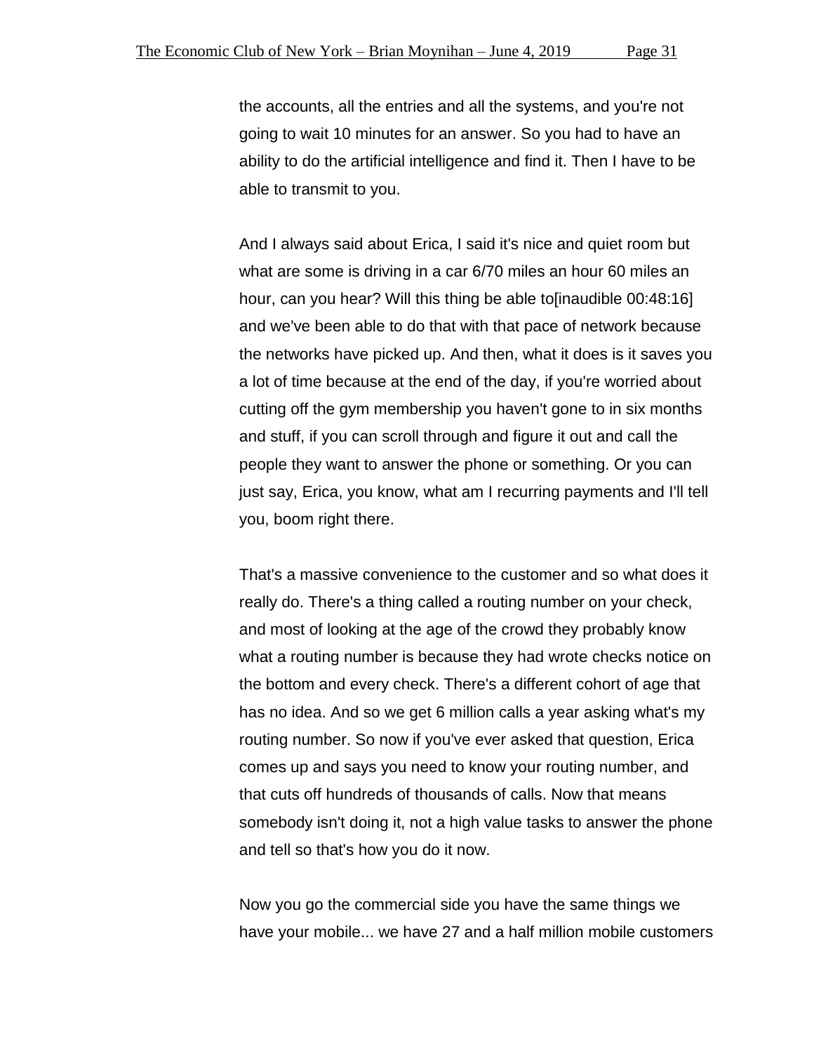the accounts, all the entries and all the systems, and you're not going to wait 10 minutes for an answer. So you had to have an ability to do the artificial intelligence and find it. Then I have to be able to transmit to you.

And I always said about Erica, I said it's nice and quiet room but what are some is driving in a car 6/70 miles an hour 60 miles an hour, can you hear? Will this thing be able to[inaudible 00:48:16] and we've been able to do that with that pace of network because the networks have picked up. And then, what it does is it saves you a lot of time because at the end of the day, if you're worried about cutting off the gym membership you haven't gone to in six months and stuff, if you can scroll through and figure it out and call the people they want to answer the phone or something. Or you can just say, Erica, you know, what am I recurring payments and I'll tell you, boom right there.

That's a massive convenience to the customer and so what does it really do. There's a thing called a routing number on your check, and most of looking at the age of the crowd they probably know what a routing number is because they had wrote checks notice on the bottom and every check. There's a different cohort of age that has no idea. And so we get 6 million calls a year asking what's my routing number. So now if you've ever asked that question, Erica comes up and says you need to know your routing number, and that cuts off hundreds of thousands of calls. Now that means somebody isn't doing it, not a high value tasks to answer the phone and tell so that's how you do it now.

Now you go the commercial side you have the same things we have your mobile... we have 27 and a half million mobile customers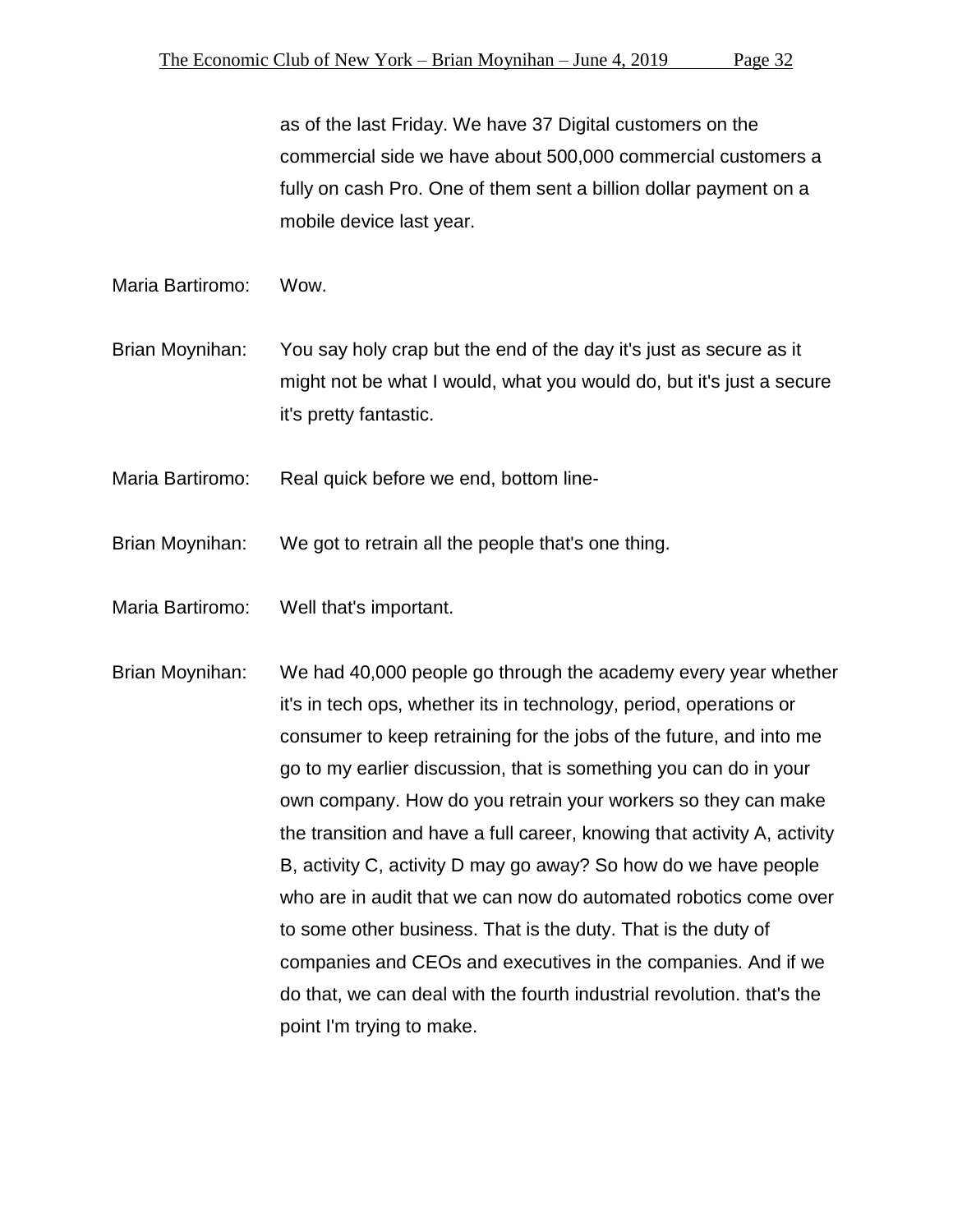as of the last Friday. We have 37 Digital customers on the commercial side we have about 500,000 commercial customers a fully on cash Pro. One of them sent a billion dollar payment on a mobile device last year.

Maria Bartiromo: Wow.

Brian Moynihan: You say holy crap but the end of the day it's just as secure as it might not be what I would, what you would do, but it's just a secure it's pretty fantastic.

Maria Bartiromo: Real quick before we end, bottom line-

Brian Moynihan: We got to retrain all the people that's one thing.

Maria Bartiromo: Well that's important.

Brian Moynihan: We had 40,000 people go through the academy every year whether it's in tech ops, whether its in technology, period, operations or consumer to keep retraining for the jobs of the future, and into me go to my earlier discussion, that is something you can do in your own company. How do you retrain your workers so they can make the transition and have a full career, knowing that activity A, activity B, activity C, activity D may go away? So how do we have people who are in audit that we can now do automated robotics come over to some other business. That is the duty. That is the duty of companies and CEOs and executives in the companies. And if we do that, we can deal with the fourth industrial revolution. that's the point I'm trying to make.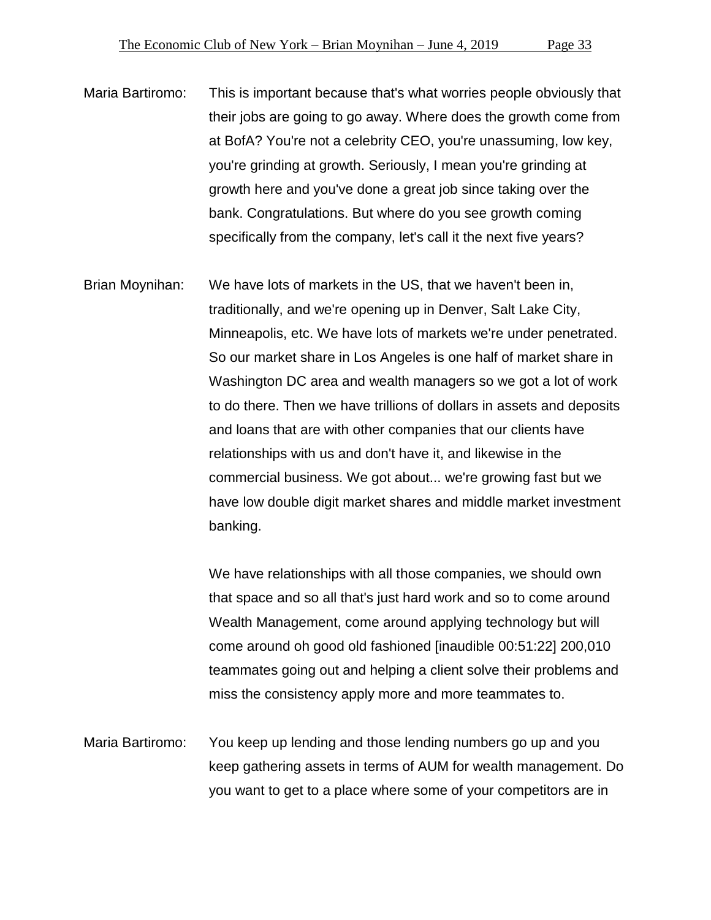Maria Bartiromo: This is important because that's what worries people obviously that their jobs are going to go away. Where does the growth come from at BofA? You're not a celebrity CEO, you're unassuming, low key, you're grinding at growth. Seriously, I mean you're grinding at growth here and you've done a great job since taking over the bank. Congratulations. But where do you see growth coming specifically from the company, let's call it the next five years?

Brian Moynihan: We have lots of markets in the US, that we haven't been in, traditionally, and we're opening up in Denver, Salt Lake City, Minneapolis, etc. We have lots of markets we're under penetrated. So our market share in Los Angeles is one half of market share in Washington DC area and wealth managers so we got a lot of work to do there. Then we have trillions of dollars in assets and deposits and loans that are with other companies that our clients have relationships with us and don't have it, and likewise in the commercial business. We got about... we're growing fast but we have low double digit market shares and middle market investment banking.

We have relationships with all those companies, we should own that space and so all that's just hard work and so to come around Wealth Management, come around applying technology but will come around oh good old fashioned [inaudible 00:51:22] 200,010 teammates going out and helping a client solve their problems and miss the consistency apply more and more teammates to.

Maria Bartiromo: You keep up lending and those lending numbers go up and you keep gathering assets in terms of AUM for wealth management. Do you want to get to a place where some of your competitors are in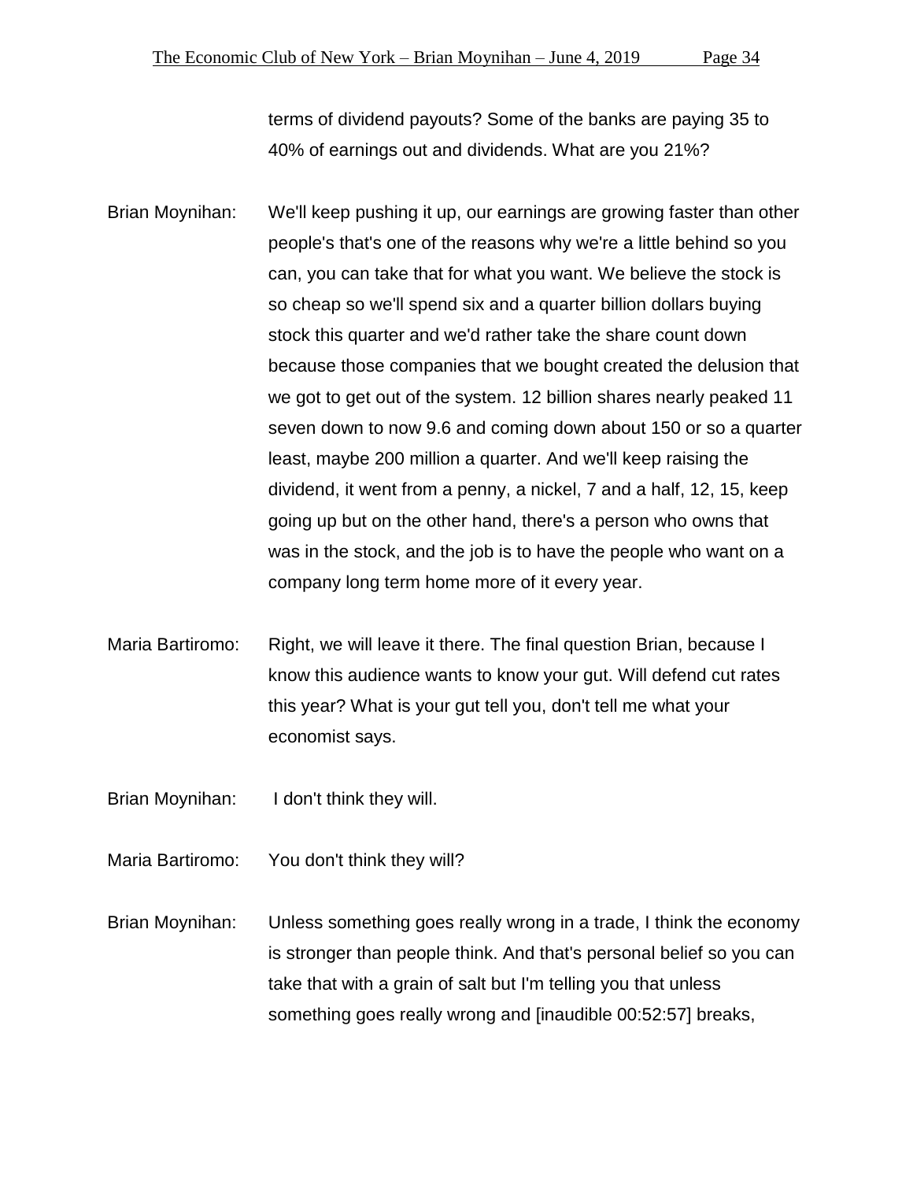terms of dividend payouts? Some of the banks are paying 35 to 40% of earnings out and dividends. What are you 21%?

Brian Moynihan: We'll keep pushing it up, our earnings are growing faster than other people's that's one of the reasons why we're a little behind so you can, you can take that for what you want. We believe the stock is so cheap so we'll spend six and a quarter billion dollars buying stock this quarter and we'd rather take the share count down because those companies that we bought created the delusion that we got to get out of the system. 12 billion shares nearly peaked 11 seven down to now 9.6 and coming down about 150 or so a quarter least, maybe 200 million a quarter. And we'll keep raising the dividend, it went from a penny, a nickel, 7 and a half, 12, 15, keep going up but on the other hand, there's a person who owns that was in the stock, and the job is to have the people who want on a company long term home more of it every year.

Maria Bartiromo: Right, we will leave it there. The final question Brian, because I know this audience wants to know your gut. Will defend cut rates this year? What is your gut tell you, don't tell me what your economist says.

Brian Moynihan: I don't think they will.

Maria Bartiromo: You don't think they will?

Brian Moynihan: Unless something goes really wrong in a trade, I think the economy is stronger than people think. And that's personal belief so you can take that with a grain of salt but I'm telling you that unless something goes really wrong and [inaudible 00:52:57] breaks,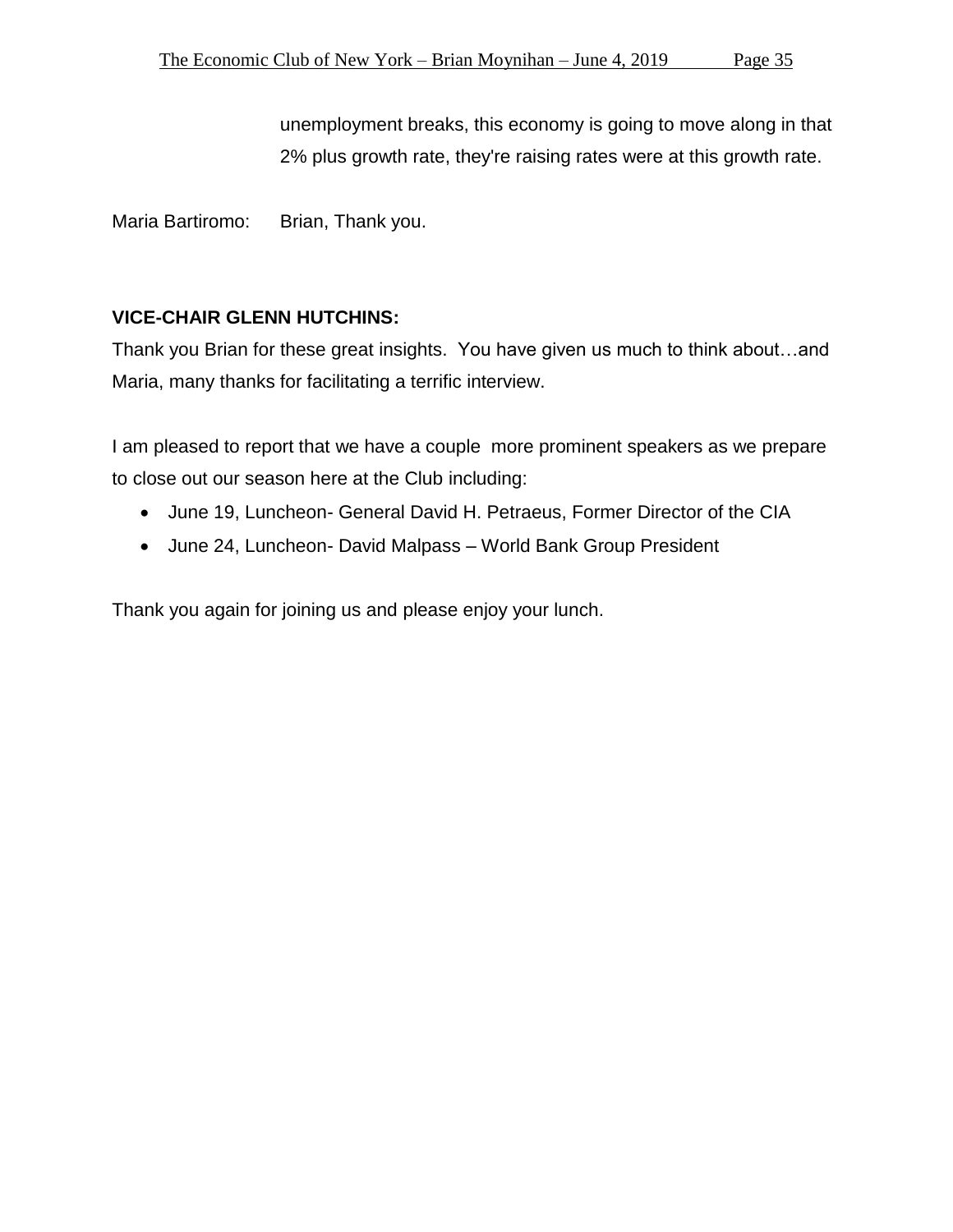unemployment breaks, this economy is going to move along in that 2% plus growth rate, they're raising rates were at this growth rate.

Maria Bartiromo: Brian, Thank you.

**VICE-CHAIR GLENN HUTCHINS:**

Thank you Brian for these great insights. You have given us much to think about…and Maria, many thanks for facilitating a terrific interview.

I am pleased to report that we have a couple more prominent speakers as we prepare to close out our season here at the Club including:

- June 19, Luncheon- General David H. Petraeus, Former Director of the CIA
- June 24, Luncheon- David Malpass – World Bank Group President

Thank you again for joining us and please enjoy your lunch.